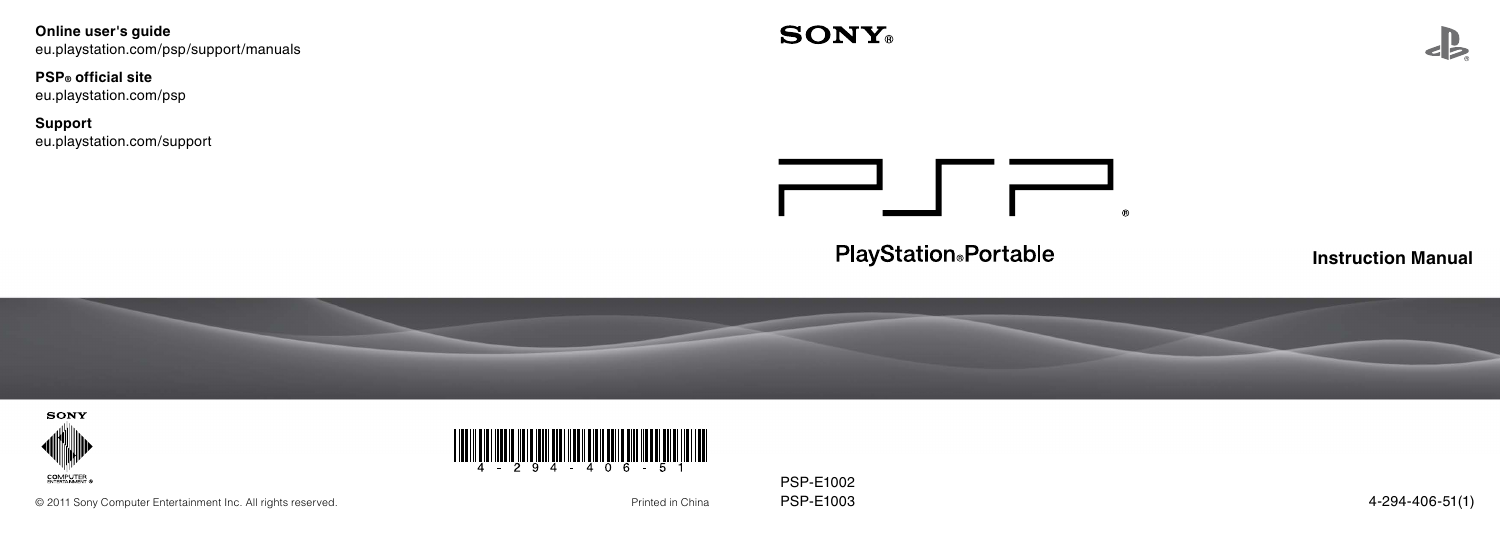**Online user's guide**
eu.playstation.com/psp/support/manuals

**PSP® official site**
eu.playstation.com/psp

**Support**
eu.playstation.com/support

SONY®

PSP®

PlayStation®Portable

# Instruction Manual

SONY COMPUTER ENTERTAINMENT®

4 - 294 - 406 - 51

© 2011 Sony Computer Entertainment Inc. All rights reserved.

Printed in China

PSP-E1002
PSP-E1003

4-294-406-51(1)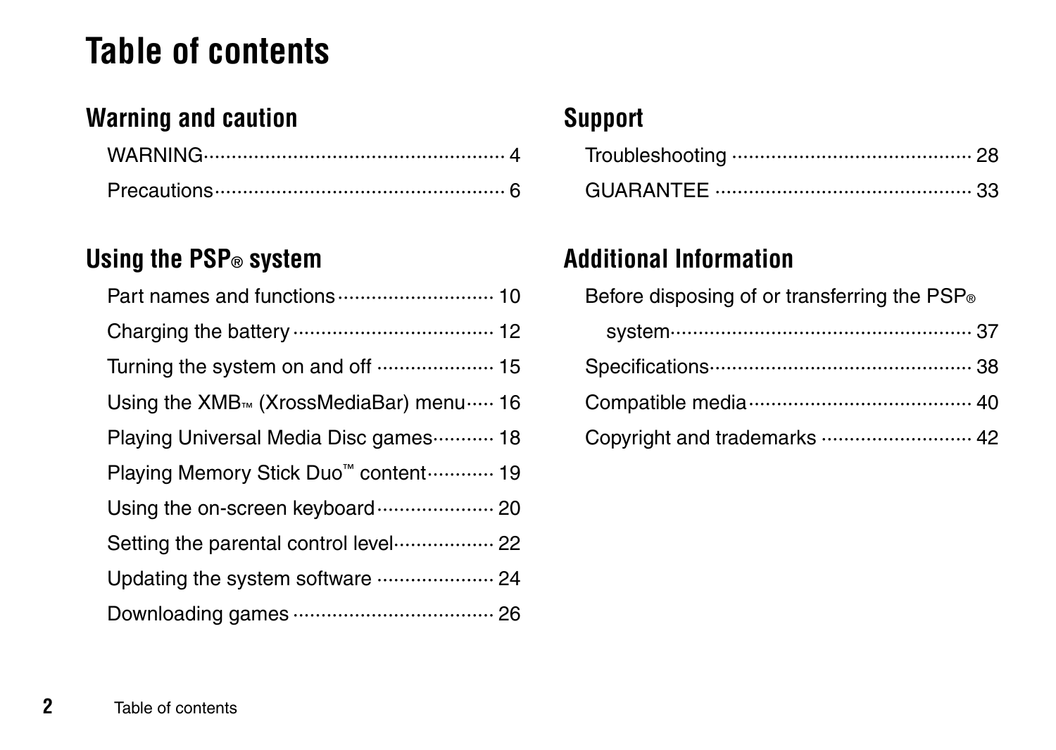# Table of contents

## Warning and caution

WARNING ........................................ 4

Precautions ........................................ 6

## Using the PSP® system

Part names and functions ........................ 10

Charging the battery ........................ 12

Turning the system on and off ........................ 15

Using the XMB™ (XrossMediaBar) menu ..... 16

Playing Universal Media Disc games ........... 18

Playing Memory Stick Duo™ content ............ 19

Using the on-screen keyboard ..................... 20

Setting the parental control level .................. 22

Updating the system software ..................... 24

Downloading games ........................ 26

## Support

Troubleshooting ........................................ 28

GUARANTEE ........................................ 33

## Additional Information

Before disposing of or transferring the PSP® system ........................................ 37

Specifications ........................................ 38

Compatible media ........................................ 40

Copyright and trademarks ........................ 42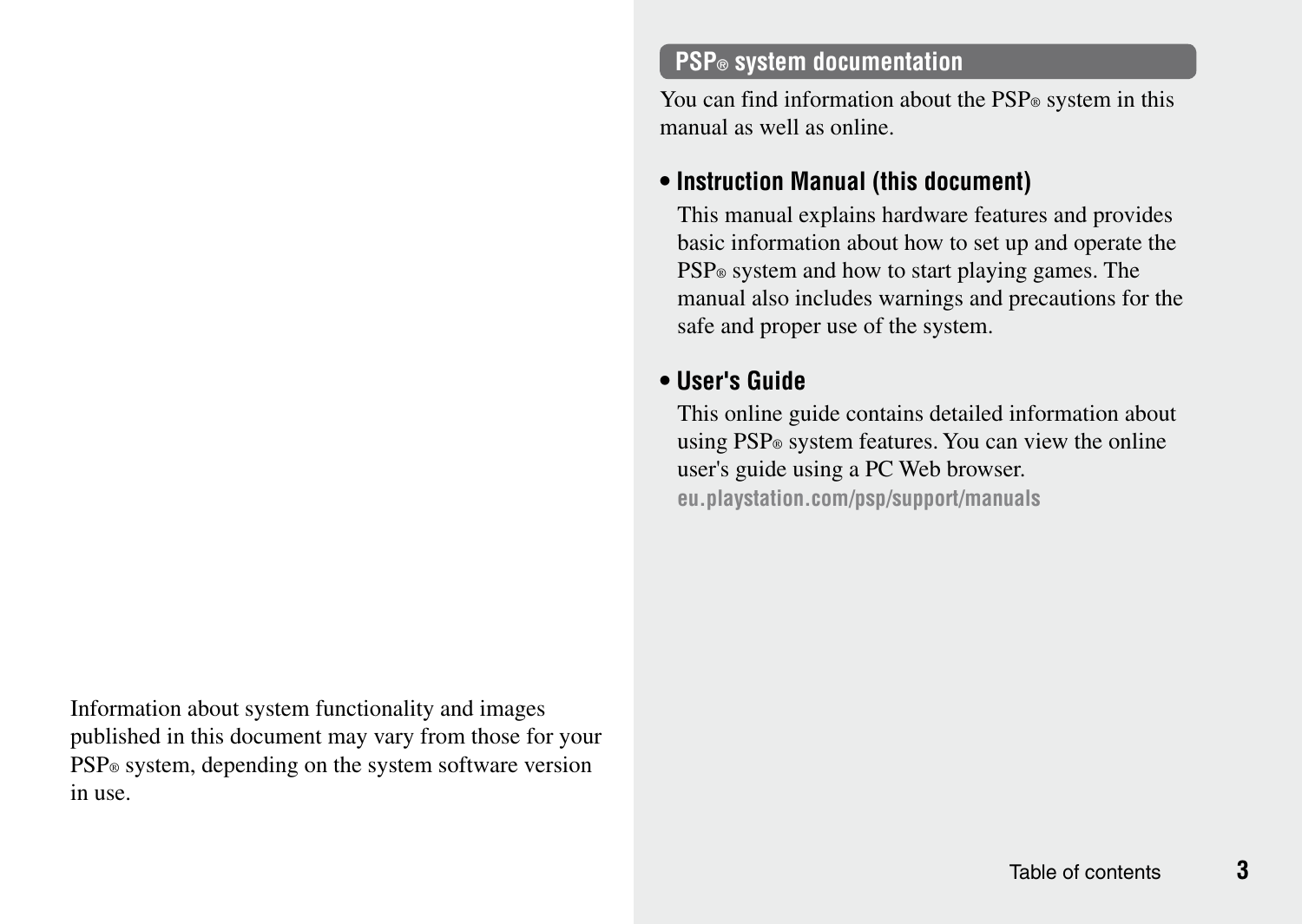Information about system functionality and images published in this document may vary from those for your PSP® system, depending on the system software version in use.

## PSP® system documentation

You can find information about the PSP® system in this manual as well as online.

- **Instruction Manual (this document)**

  This manual explains hardware features and provides basic information about how to set up and operate the PSP® system and how to start playing games. The manual also includes warnings and precautions for the safe and proper use of the system.

- **User's Guide**

  This online guide contains detailed information about using PSP® system features. You can view the online user's guide using a PC Web browser.

  **eu.playstation.com/psp/support/manuals**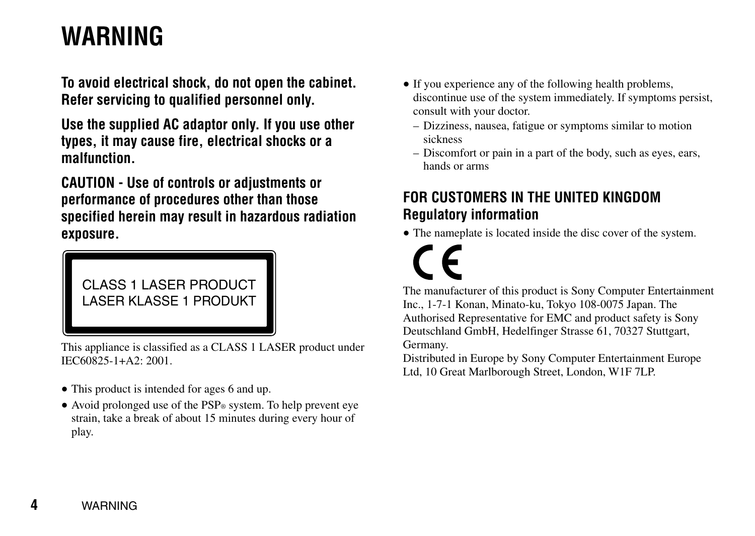# WARNING

**To avoid electrical shock, do not open the cabinet. Refer servicing to qualified personnel only.**

**Use the supplied AC adaptor only. If you use other types, it may cause fire, electrical shocks or a malfunction.**

**CAUTION - Use of controls or adjustments or performance of procedures other than those specified herein may result in hazardous radiation exposure.**

CLASS 1 LASER PRODUCT
LASER KLASSE 1 PRODUKT

This appliance is classified as a CLASS 1 LASER product under IEC60825-1+A2: 2001.

- This product is intended for ages 6 and up.
- Avoid prolonged use of the PSP® system. To help prevent eye strain, take a break of about 15 minutes during every hour of play.
- If you experience any of the following health problems, discontinue use of the system immediately. If symptoms persist, consult with your doctor.
  - Dizziness, nausea, fatigue or symptoms similar to motion sickness
  - Discomfort or pain in a part of the body, such as eyes, ears, hands or arms

## FOR CUSTOMERS IN THE UNITED KINGDOM
### Regulatory information

- The nameplate is located inside the disc cover of the system.

CE

The manufacturer of this product is Sony Computer Entertainment Inc., 1-7-1 Konan, Minato-ku, Tokyo 108-0075 Japan. The Authorised Representative for EMC and product safety is Sony Deutschland GmbH, Hedelfinger Strasse 61, 70327 Stuttgart, Germany.
Distributed in Europe by Sony Computer Entertainment Europe Ltd, 10 Great Marlborough Street, London, W1F 7LP.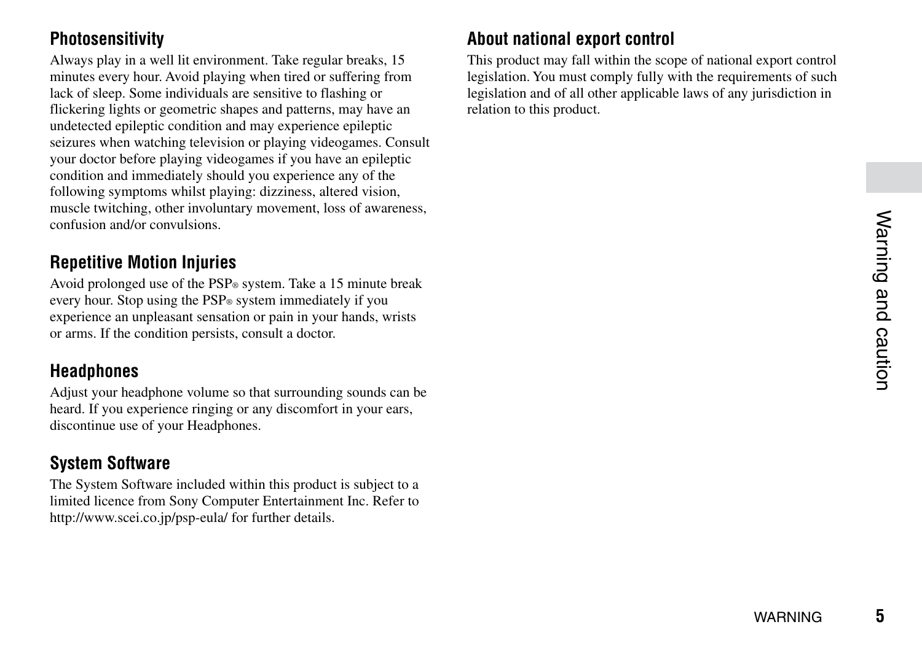## Photosensitivity

Always play in a well lit environment. Take regular breaks, 15 minutes every hour. Avoid playing when tired or suffering from lack of sleep. Some individuals are sensitive to flashing or flickering lights or geometric shapes and patterns, may have an undetected epileptic condition and may experience epileptic seizures when watching television or playing videogames. Consult your doctor before playing videogames if you have an epileptic condition and immediately should you experience any of the following symptoms whilst playing: dizziness, altered vision, muscle twitching, other involuntary movement, loss of awareness, confusion and/or convulsions.

## Repetitive Motion Injuries

Avoid prolonged use of the PSP® system. Take a 15 minute break every hour. Stop using the PSP® system immediately if you experience an unpleasant sensation or pain in your hands, wrists or arms. If the condition persists, consult a doctor.

## Headphones

Adjust your headphone volume so that surrounding sounds can be heard. If you experience ringing or any discomfort in your ears, discontinue use of your Headphones.

## System Software

The System Software included within this product is subject to a limited licence from Sony Computer Entertainment Inc. Refer to http://www.scei.co.jp/psp-eula/ for further details.

## About national export control

This product may fall within the scope of national export control legislation. You must comply fully with the requirements of such legislation and of all other applicable laws of any jurisdiction in relation to this product.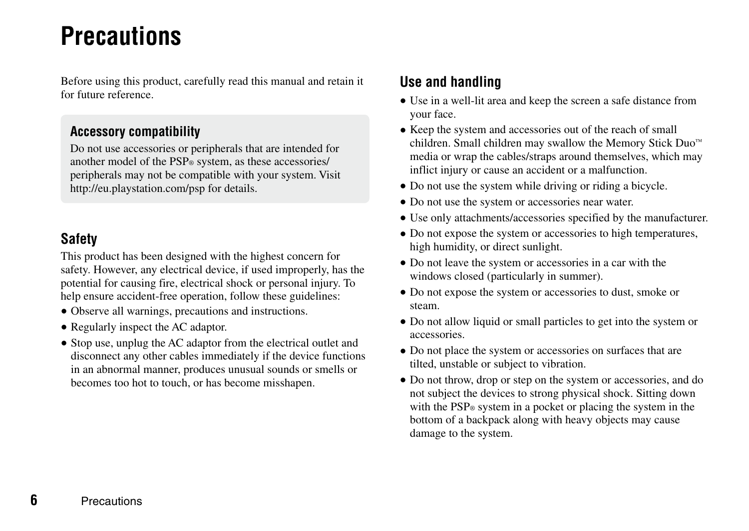# Precautions

Before using this product, carefully read this manual and retain it for future reference.

### Accessory compatibility

Do not use accessories or peripherals that are intended for another model of the PSP® system, as these accessories/ peripherals may not be compatible with your system. Visit http://eu.playstation.com/psp for details.

## Safety

This product has been designed with the highest concern for safety. However, any electrical device, if used improperly, has the potential for causing fire, electrical shock or personal injury. To help ensure accident-free operation, follow these guidelines:

- Observe all warnings, precautions and instructions.
- Regularly inspect the AC adaptor.
- Stop use, unplug the AC adaptor from the electrical outlet and disconnect any other cables immediately if the device functions in an abnormal manner, produces unusual sounds or smells or becomes too hot to touch, or has become misshapen.

## Use and handling

- Use in a well-lit area and keep the screen a safe distance from your face.
- Keep the system and accessories out of the reach of small children. Small children may swallow the Memory Stick Duo™ media or wrap the cables/straps around themselves, which may inflict injury or cause an accident or a malfunction.
- Do not use the system while driving or riding a bicycle.
- Do not use the system or accessories near water.
- Use only attachments/accessories specified by the manufacturer.
- Do not expose the system or accessories to high temperatures, high humidity, or direct sunlight.
- Do not leave the system or accessories in a car with the windows closed (particularly in summer).
- Do not expose the system or accessories to dust, smoke or steam.
- Do not allow liquid or small particles to get into the system or accessories.
- Do not place the system or accessories on surfaces that are tilted, unstable or subject to vibration.
- Do not throw, drop or step on the system or accessories, and do not subject the devices to strong physical shock. Sitting down with the PSP® system in a pocket or placing the system in the bottom of a backpack along with heavy objects may cause damage to the system.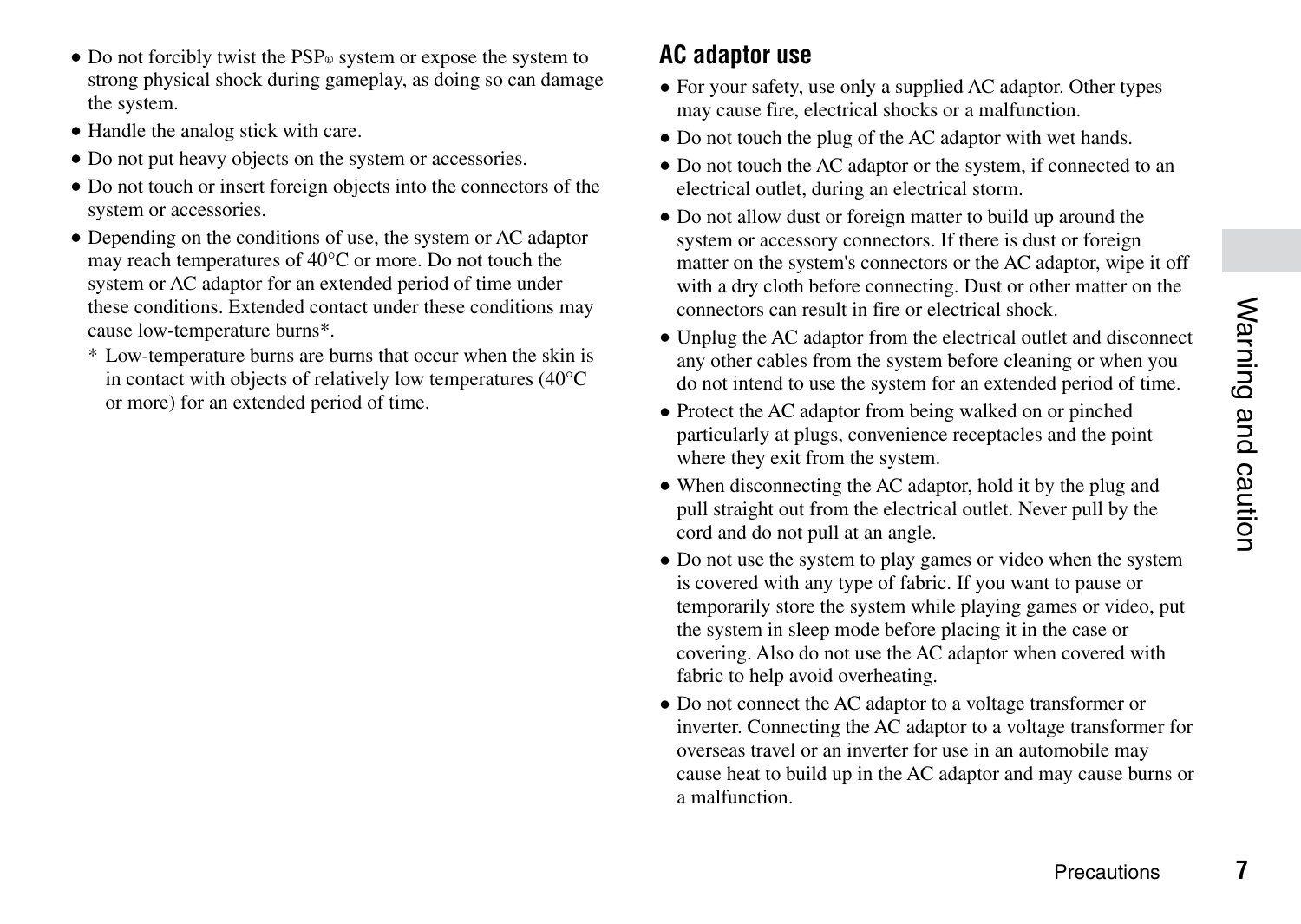- Do not forcibly twist the PSP® system or expose the system to strong physical shock during gameplay, as doing so can damage the system.
- Handle the analog stick with care.
- Do not put heavy objects on the system or accessories.
- Do not touch or insert foreign objects into the connectors of the system or accessories.
- Depending on the conditions of use, the system or AC adaptor may reach temperatures of 40°C or more. Do not touch the system or AC adaptor for an extended period of time under these conditions. Extended contact under these conditions may cause low-temperature burns*.
  - * Low-temperature burns are burns that occur when the skin is in contact with objects of relatively low temperatures (40°C or more) for an extended period of time.

## AC adaptor use

- For your safety, use only a supplied AC adaptor. Other types may cause fire, electrical shocks or a malfunction.
- Do not touch the plug of the AC adaptor with wet hands.
- Do not touch the AC adaptor or the system, if connected to an electrical outlet, during an electrical storm.
- Do not allow dust or foreign matter to build up around the system or accessory connectors. If there is dust or foreign matter on the system's connectors or the AC adaptor, wipe it off with a dry cloth before connecting. Dust or other matter on the connectors can result in fire or electrical shock.
- Unplug the AC adaptor from the electrical outlet and disconnect any other cables from the system before cleaning or when you do not intend to use the system for an extended period of time.
- Protect the AC adaptor from being walked on or pinched particularly at plugs, convenience receptacles and the point where they exit from the system.
- When disconnecting the AC adaptor, hold it by the plug and pull straight out from the electrical outlet. Never pull by the cord and do not pull at an angle.
- Do not use the system to play games or video when the system is covered with any type of fabric. If you want to pause or temporarily store the system while playing games or video, put the system in sleep mode before placing it in the case or covering. Also do not use the AC adaptor when covered with fabric to help avoid overheating.
- Do not connect the AC adaptor to a voltage transformer or inverter. Connecting the AC adaptor to a voltage transformer for overseas travel or an inverter for use in an automobile may cause heat to build up in the AC adaptor and may cause burns or a malfunction.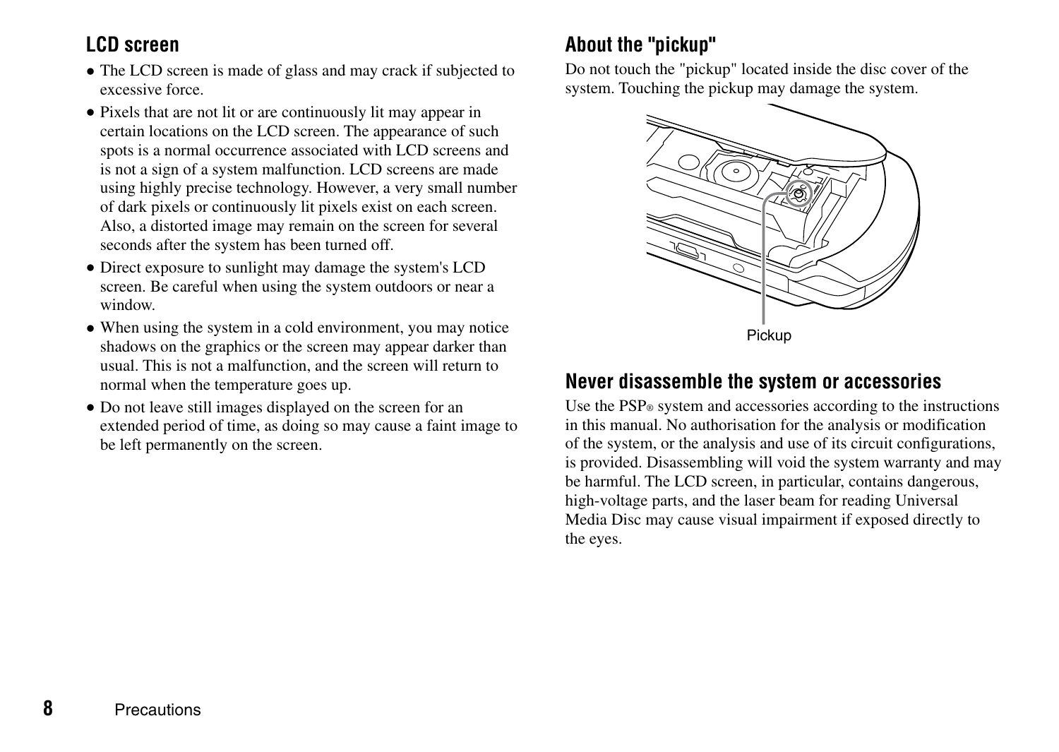## LCD screen

- The LCD screen is made of glass and may crack if subjected to excessive force.
- Pixels that are not lit or are continuously lit may appear in certain locations on the LCD screen. The appearance of such spots is a normal occurrence associated with LCD screens and is not a sign of a system malfunction. LCD screens are made using highly precise technology. However, a very small number of dark pixels or continuously lit pixels exist on each screen. Also, a distorted image may remain on the screen for several seconds after the system has been turned off.
- Direct exposure to sunlight may damage the system's LCD screen. Be careful when using the system outdoors or near a window.
- When using the system in a cold environment, you may notice shadows on the graphics or the screen may appear darker than usual. This is not a malfunction, and the screen will return to normal when the temperature goes up.
- Do not leave still images displayed on the screen for an extended period of time, as doing so may cause a faint image to be left permanently on the screen.

## About the "pickup"

Do not touch the "pickup" located inside the disc cover of the system. Touching the pickup may damage the system.

Pickup

## Never disassemble the system or accessories

Use the PSP® system and accessories according to the instructions in this manual. No authorisation for the analysis or modification of the system, or the analysis and use of its circuit configurations, is provided. Disassembling will void the system warranty and may be harmful. The LCD screen, in particular, contains dangerous, high-voltage parts, and the laser beam for reading Universal Media Disc may cause visual impairment if exposed directly to the eyes.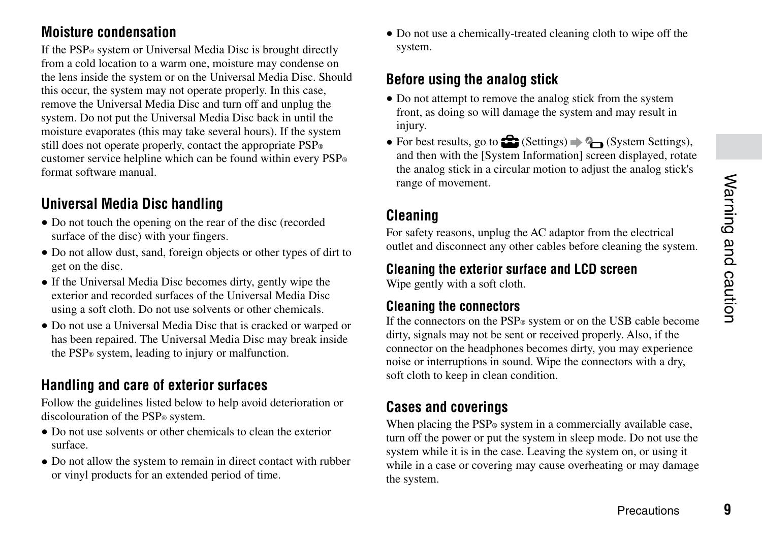## Moisture condensation

If the PSP® system or Universal Media Disc is brought directly from a cold location to a warm one, moisture may condense on the lens inside the system or on the Universal Media Disc. Should this occur, the system may not operate properly. In this case, remove the Universal Media Disc and turn off and unplug the system. Do not put the Universal Media Disc back in until the moisture evaporates (this may take several hours). If the system still does not operate properly, contact the appropriate PSP® customer service helpline which can be found within every PSP® format software manual.

## Universal Media Disc handling

- Do not touch the opening on the rear of the disc (recorded surface of the disc) with your fingers.
- Do not allow dust, sand, foreign objects or other types of dirt to get on the disc.
- If the Universal Media Disc becomes dirty, gently wipe the exterior and recorded surfaces of the Universal Media Disc using a soft cloth. Do not use solvents or other chemicals.
- Do not use a Universal Media Disc that is cracked or warped or has been repaired. The Universal Media Disc may break inside the PSP® system, leading to injury or malfunction.

## Handling and care of exterior surfaces

Follow the guidelines listed below to help avoid deterioration or discolouration of the PSP® system.

- Do not use solvents or other chemicals to clean the exterior surface.
- Do not allow the system to remain in direct contact with rubber or vinyl products for an extended period of time.
- Do not use a chemically-treated cleaning cloth to wipe off the system.

## Before using the analog stick

- Do not attempt to remove the analog stick from the system front, as doing so will damage the system and may result in injury.
- For best results, go to (Settings) ➡ (System Settings), and then with the [System Information] screen displayed, rotate the analog stick in a circular motion to adjust the analog stick's range of movement.

## Cleaning

For safety reasons, unplug the AC adaptor from the electrical outlet and disconnect any other cables before cleaning the system.

### Cleaning the exterior surface and LCD screen

Wipe gently with a soft cloth.

### Cleaning the connectors

If the connectors on the PSP® system or on the USB cable become dirty, signals may not be sent or received properly. Also, if the connector on the headphones becomes dirty, you may experience noise or interruptions in sound. Wipe the connectors with a dry, soft cloth to keep in clean condition.

## Cases and coverings

When placing the PSP® system in a commercially available case, turn off the power or put the system in sleep mode. Do not use the system while it is in the case. Leaving the system on, or using it while in a case or covering may cause overheating or may damage the system.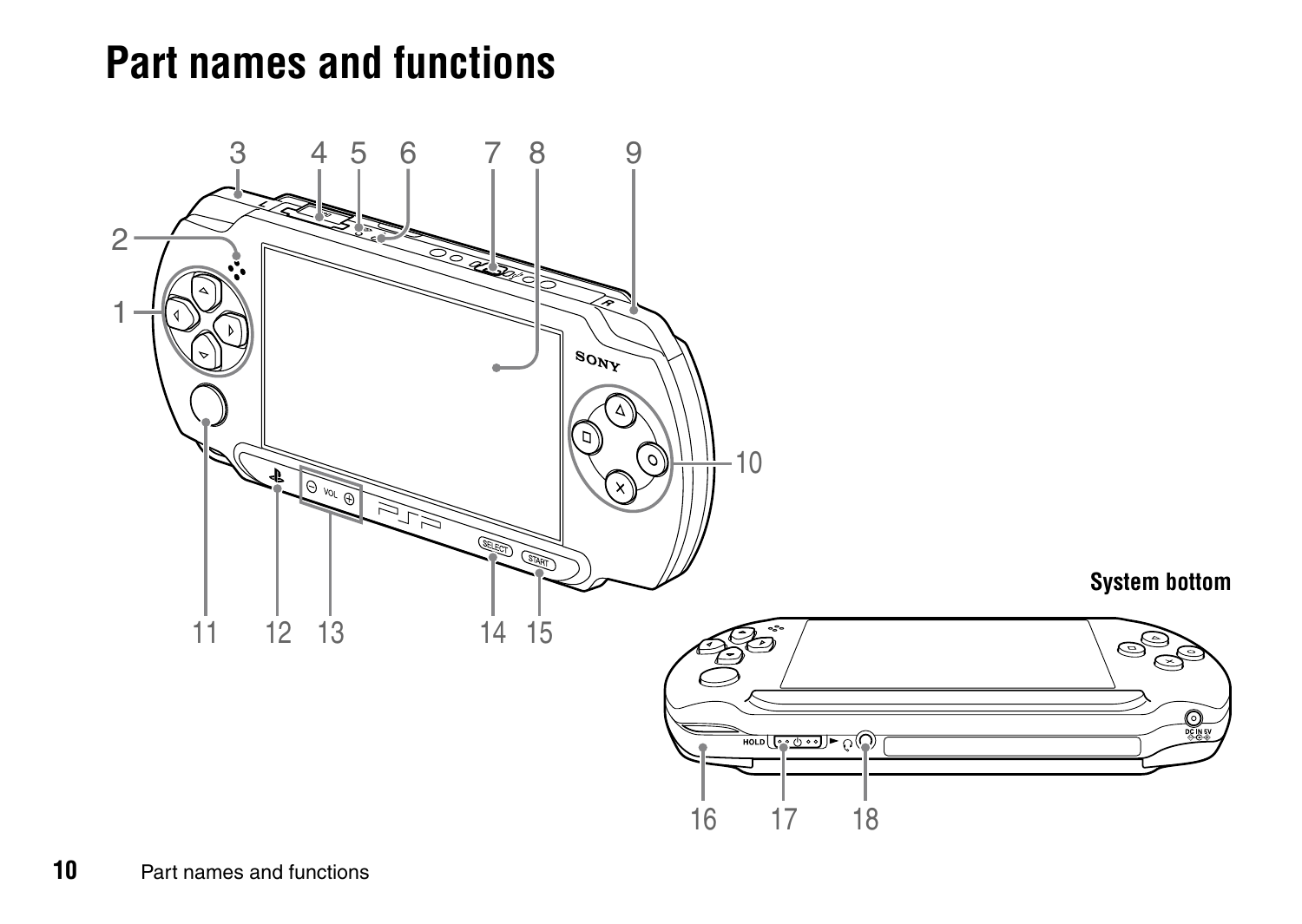# Part names and functions

System bottom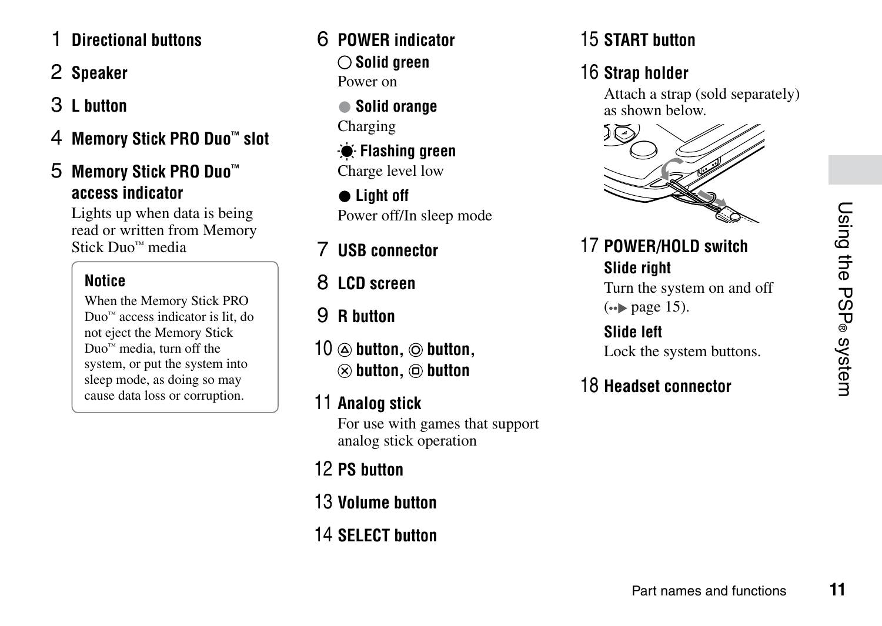1 **Directional buttons**

2 **Speaker**

3 **L button**

4 **Memory Stick PRO Duo™ slot**

5 **Memory Stick PRO Duo™ access indicator**

Lights up when data is being read or written from Memory Stick Duo™ media

> **Notice**
>
> When the Memory Stick PRO Duo™ access indicator is lit, do not eject the Memory Stick Duo™ media, turn off the system, or put the system into sleep mode, as doing so may cause data loss or corruption.

6 **POWER indicator**

○ **Solid green**
Power on

● **Solid orange**
Charging

**Flashing green**
Charge level low

● **Light off**
Power off/In sleep mode

7 **USB connector**

8 **LCD screen**

9 **R button**

10 △ **button,** ○ **button,** ✕ **button,** □ **button**

11 **Analog stick**

For use with games that support analog stick operation

12 **PS button**

13 **Volume button**

14 **SELECT button**

15 **START button**

16 **Strap holder**

Attach a strap (sold separately) as shown below.

17 **POWER/HOLD switch**

**Slide right**
Turn the system on and off (→ page 15).

**Slide left**
Lock the system buttons.

18 **Headset connector**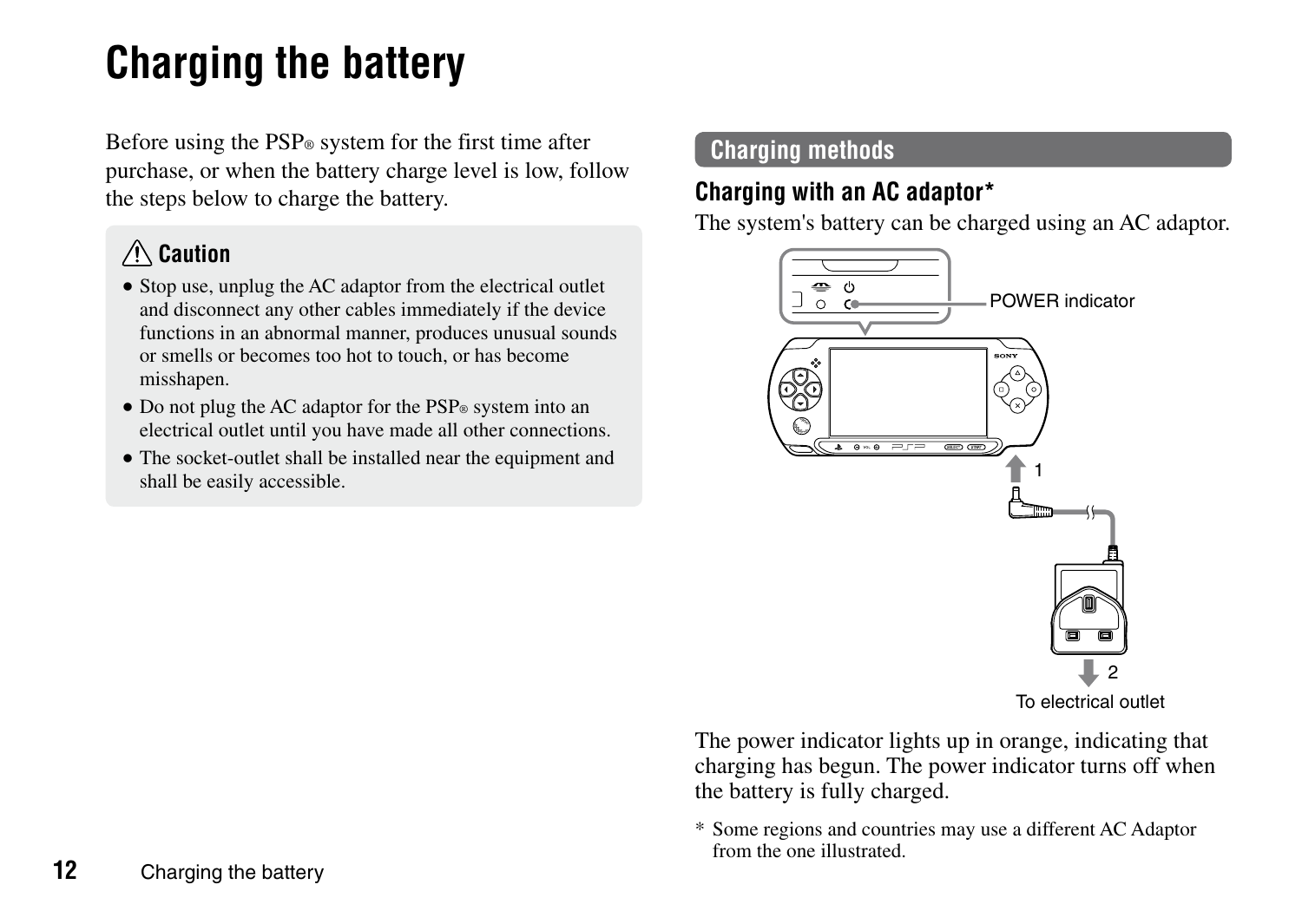# Charging the battery

Before using the PSP® system for the first time after purchase, or when the battery charge level is low, follow the steps below to charge the battery.

> ⚠ **Caution**
>
> - Stop use, unplug the AC adaptor from the electrical outlet and disconnect any other cables immediately if the device functions in an abnormal manner, produces unusual sounds or smells or becomes too hot to touch, or has become misshapen.
> - Do not plug the AC adaptor for the PSP® system into an electrical outlet until you have made all other connections.
> - The socket-outlet shall be installed near the equipment and shall be easily accessible.

## Charging methods

### Charging with an AC adaptor*

The system's battery can be charged using an AC adaptor.

POWER indicator

1

2

To electrical outlet

The power indicator lights up in orange, indicating that charging has begun. The power indicator turns off when the battery is fully charged.

\* Some regions and countries may use a different AC Adaptor from the one illustrated.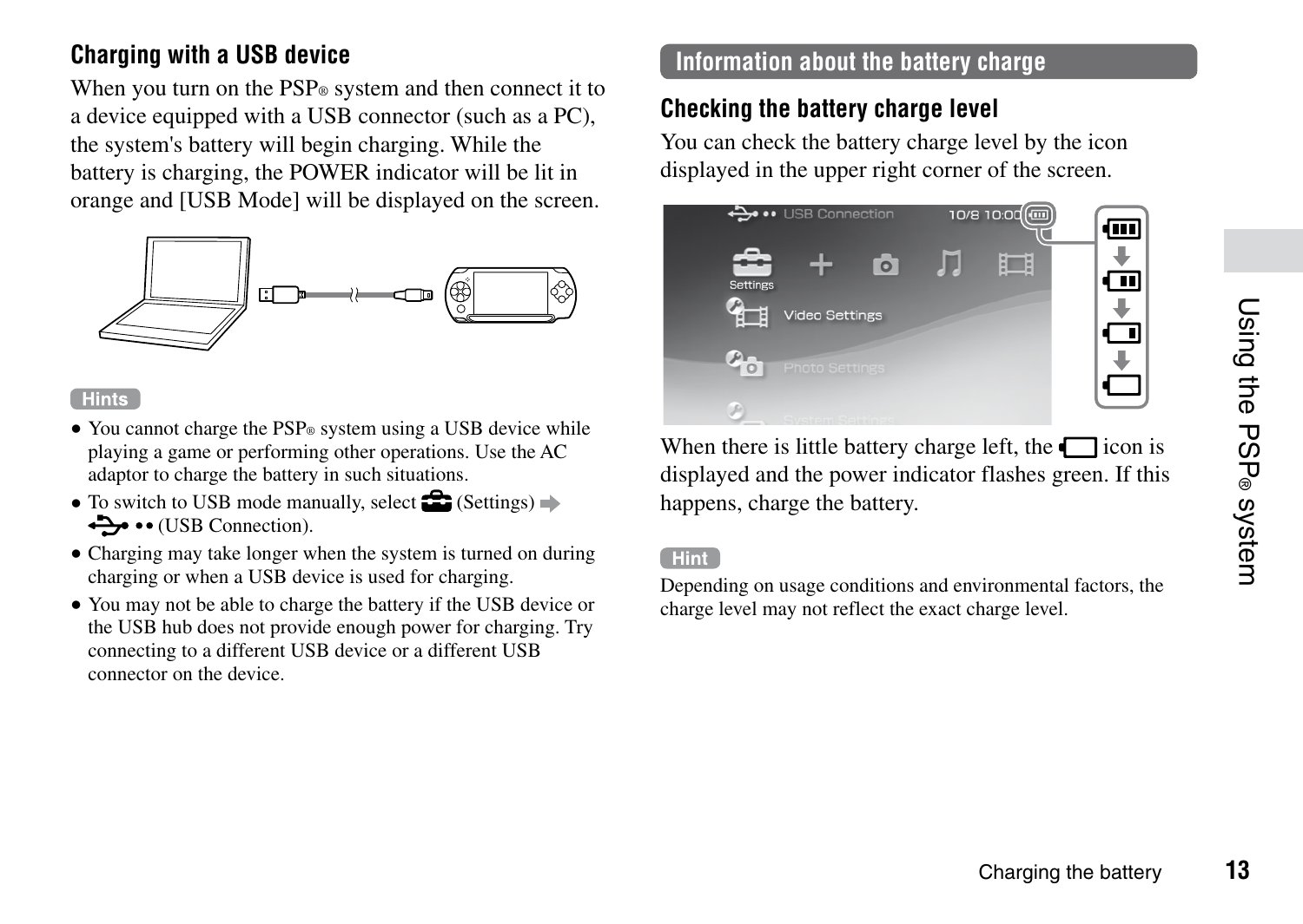## Charging with a USB device

When you turn on the PSP® system and then connect it to a device equipped with a USB connector (such as a PC), the system's battery will begin charging. While the battery is charging, the POWER indicator will be lit in orange and [USB Mode] will be displayed on the screen.

**Hints**

- You cannot charge the PSP® system using a USB device while playing a game or performing other operations. Use the AC adaptor to charge the battery in such situations.
- To switch to USB mode manually, select (Settings) ➡ (USB Connection).
- Charging may take longer when the system is turned on during charging or when a USB device is used for charging.
- You may not be able to charge the battery if the USB device or the USB hub does not provide enough power for charging. Try connecting to a different USB device or a different USB connector on the device.

## Information about the battery charge

### Checking the battery charge level

You can check the battery charge level by the icon displayed in the upper right corner of the screen.

When there is little battery charge left, the icon is displayed and the power indicator flashes green. If this happens, charge the battery.

**Hint**

Depending on usage conditions and environmental factors, the charge level may not reflect the exact charge level.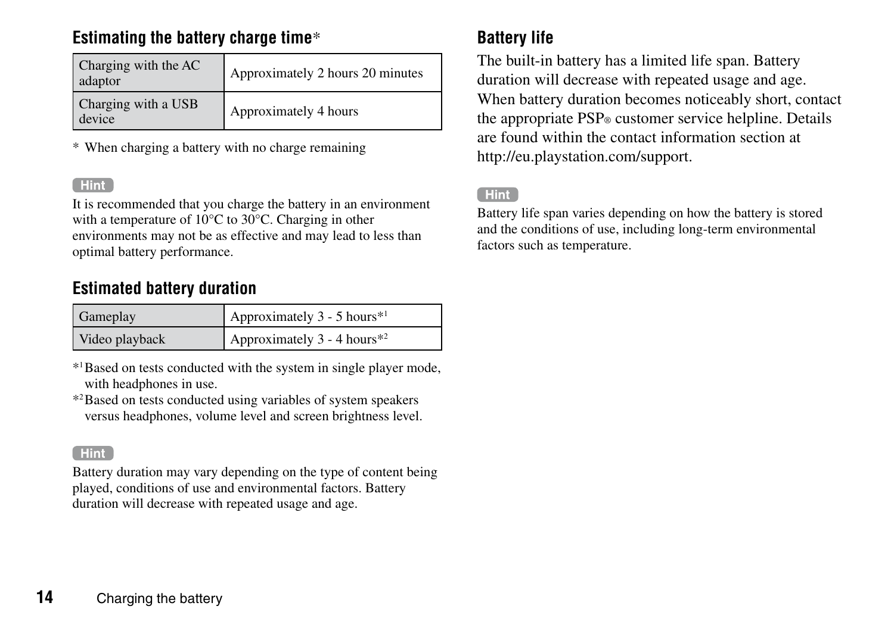### Estimating the battery charge time*

| Charging with the AC adaptor | Approximately 2 hours 20 minutes |
|---|---|
| Charging with a USB device | Approximately 4 hours |

* When charging a battery with no charge remaining

**Hint**

It is recommended that you charge the battery in an environment with a temperature of 10°C to 30°C. Charging in other environments may not be as effective and may lead to less than optimal battery performance.

### Estimated battery duration

| Gameplay | Approximately 3 - 5 hours*[1] |
|---|---|
| Video playback | Approximately 3 - 4 hours*[2] |

*[1] Based on tests conducted with the system in single player mode, with headphones in use.

*[2] Based on tests conducted using variables of system speakers versus headphones, volume level and screen brightness level.

**Hint**

Battery duration may vary depending on the type of content being played, conditions of use and environmental factors. Battery duration will decrease with repeated usage and age.

### Battery life

The built-in battery has a limited life span. Battery duration will decrease with repeated usage and age. When battery duration becomes noticeably short, contact the appropriate PSP® customer service helpline. Details are found within the contact information section at http://eu.playstation.com/support.

**Hint**

Battery life span varies depending on how the battery is stored and the conditions of use, including long-term environmental factors such as temperature.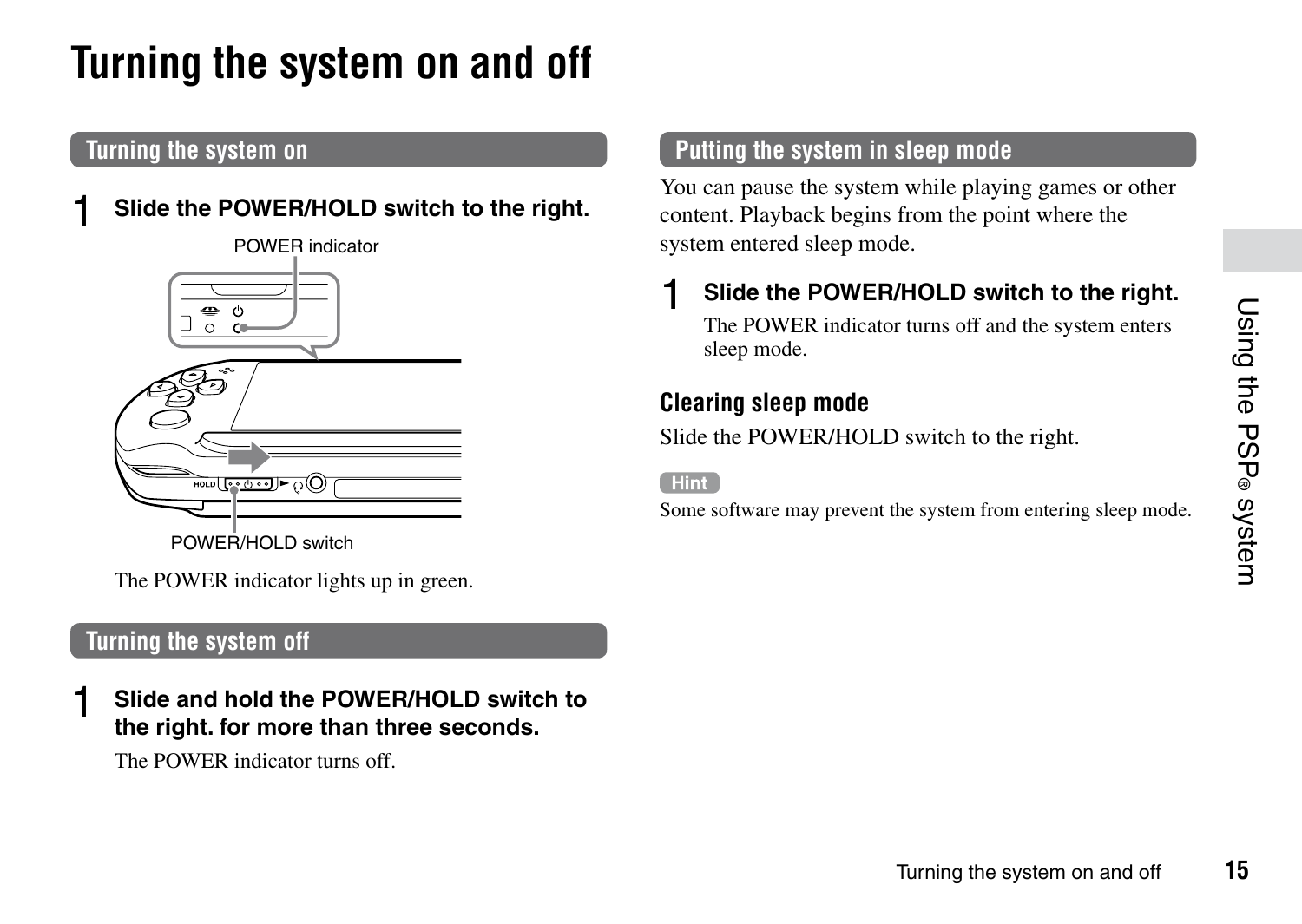# Turning the system on and off

## Turning the system on

1 **Slide the POWER/HOLD switch to the right.**

POWER indicator

POWER/HOLD switch

The POWER indicator lights up in green.

## Turning the system off

1 **Slide and hold the POWER/HOLD switch to the right. for more than three seconds.**

The POWER indicator turns off.

## Putting the system in sleep mode

You can pause the system while playing games or other content. Playback begins from the point where the system entered sleep mode.

1 **Slide the POWER/HOLD switch to the right.**

The POWER indicator turns off and the system enters sleep mode.

### Clearing sleep mode

Slide the POWER/HOLD switch to the right.

**Hint**

Some software may prevent the system from entering sleep mode.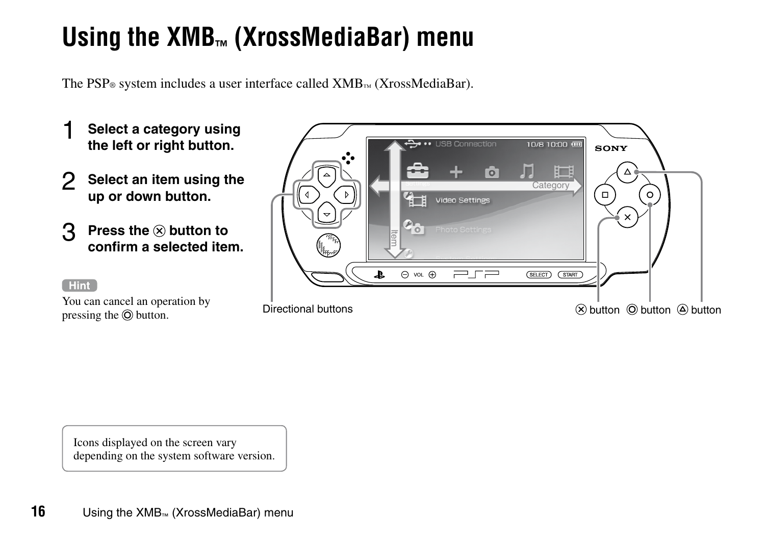# Using the XMB™ (XrossMediaBar) menu

The PSP® system includes a user interface called XMB™ (XrossMediaBar).

1. **Select a category using the left or right button.**
2. **Select an item using the up or down button.**
3. **Press the ⊗ button to confirm a selected item.**

**Hint**

You can cancel an operation by pressing the ◎ button.

Directional buttons

⊗ button ◎ button △ button

Icons displayed on the screen vary depending on the system software version.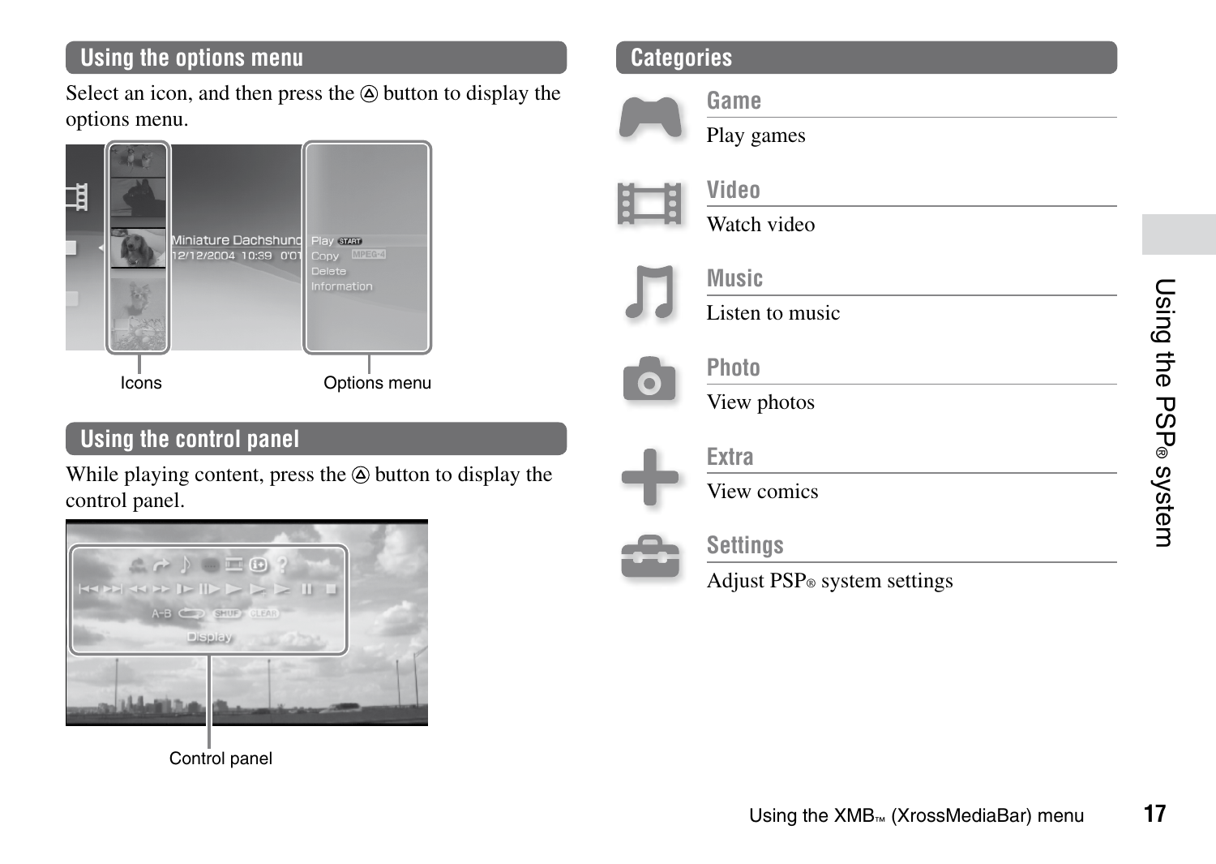## Using the options menu

Select an icon, and then press the △ button to display the options menu.

Icons

Options menu

## Using the control panel

While playing content, press the △ button to display the control panel.

Control panel

## Categories

### Game

Play games

### Video

Watch video

### Music

Listen to music

### Photo

View photos

### Extra

View comics

### Settings

Adjust PSP® system settings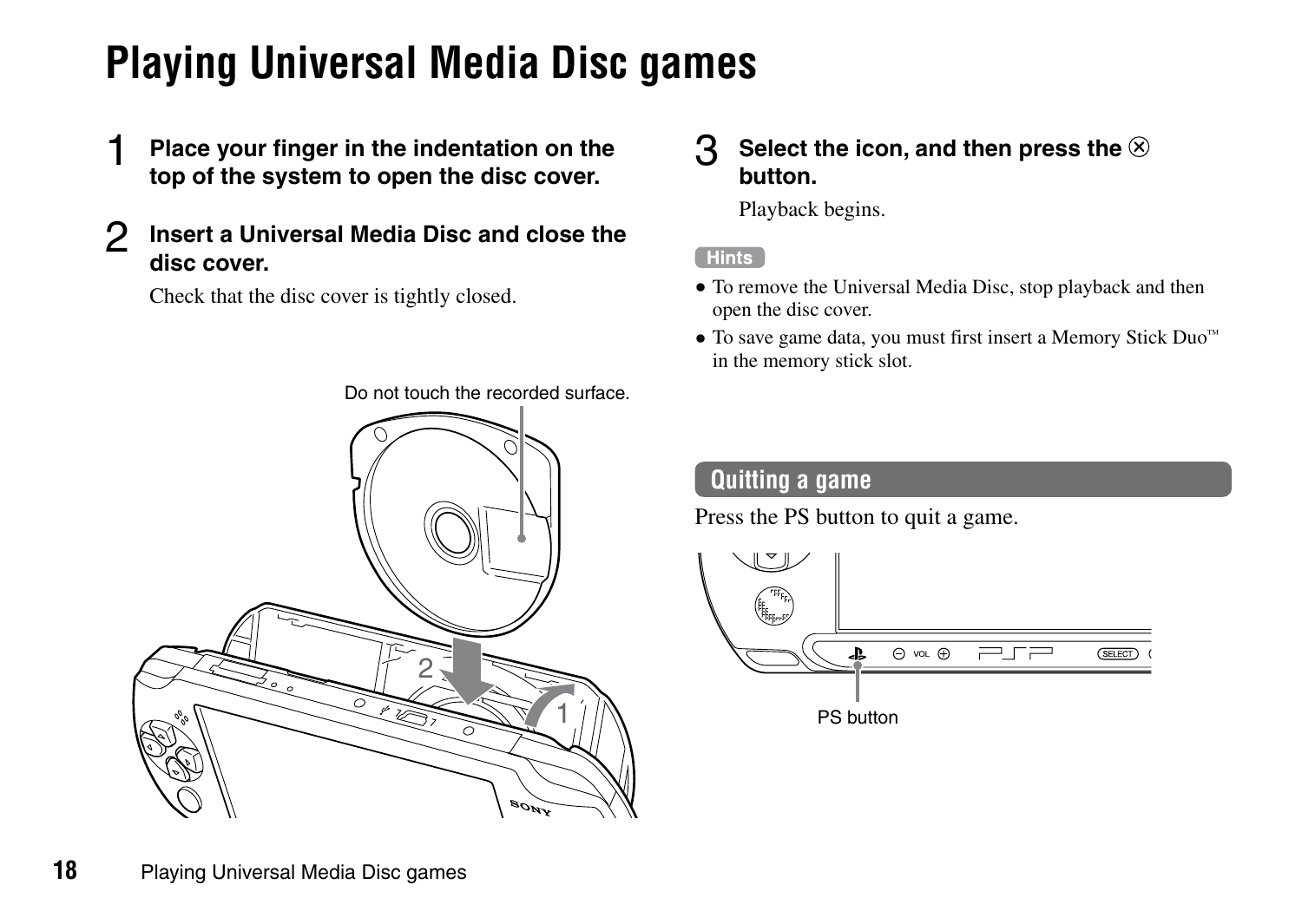# Playing Universal Media Disc games

1 **Place your finger in the indentation on the top of the system to open the disc cover.**

2 **Insert a Universal Media Disc and close the disc cover.**

Check that the disc cover is tightly closed.

Do not touch the recorded surface.

3 **Select the icon, and then press the ⊗ button.**

Playback begins.

**Hints**

- To remove the Universal Media Disc, stop playback and then open the disc cover.
- To save game data, you must first insert a Memory Stick Duo™ in the memory stick slot.

## Quitting a game

Press the PS button to quit a game.

PS button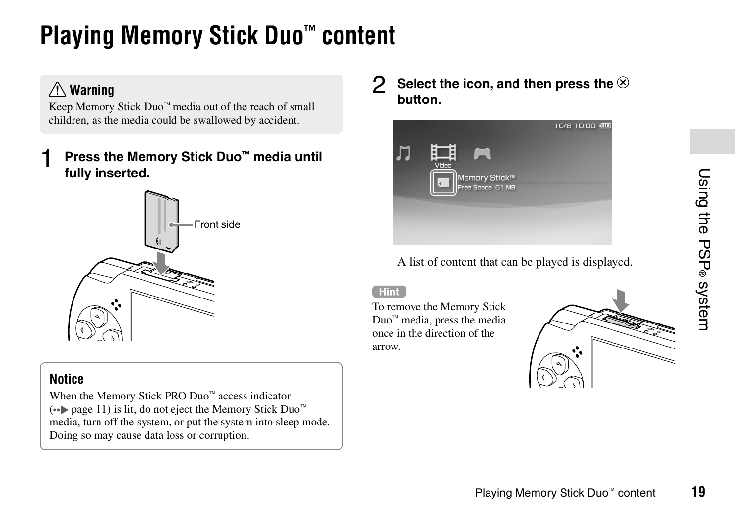# Playing Memory Stick Duo™ content

⚠ **Warning**

Keep Memory Stick Duo™ media out of the reach of small children, as the media could be swallowed by accident.

**1 Press the Memory Stick Duo™ media until fully inserted.**

Front side

**Notice**

When the Memory Stick PRO Duo™ access indicator (•• page 11) is lit, do not eject the Memory Stick Duo™ media, turn off the system, or put the system into sleep mode. Doing so may cause data loss or corruption.

**2 Select the icon, and then press the ⊗ button.**

A list of content that can be played is displayed.

**Hint**

To remove the Memory Stick Duo™ media, press the media once in the direction of the arrow.

Using the PSP® system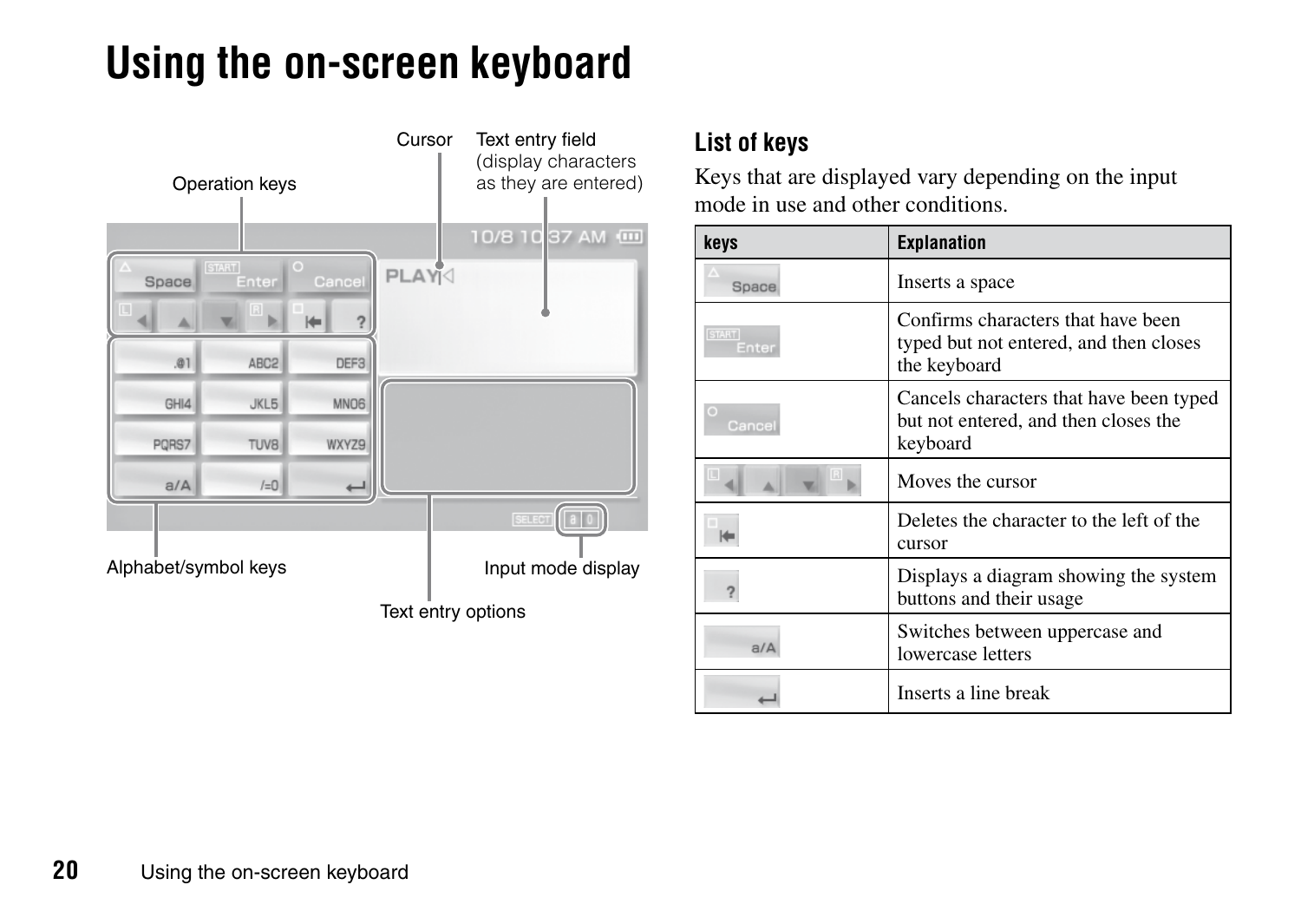# Using the on-screen keyboard

Operation keys

Cursor

Text entry field (display characters as they are entered)

Alphabet/symbol keys

Input mode display

Text entry options

## List of keys

Keys that are displayed vary depending on the input mode in use and other conditions.

| keys | Explanation |
| --- | --- |
| △ Space | Inserts a space |
| START Enter | Confirms characters that have been typed but not entered, and then closes the keyboard |
| ○ Cancel | Cancels characters that have been typed but not entered, and then closes the keyboard |
| L ◀ ▲ ▼ R ▶ | Moves the cursor |
| □ ⇤ | Deletes the character to the left of the cursor |
| ? | Displays a diagram showing the system buttons and their usage |
| a/A | Switches between uppercase and lowercase letters |
| ↵ | Inserts a line break |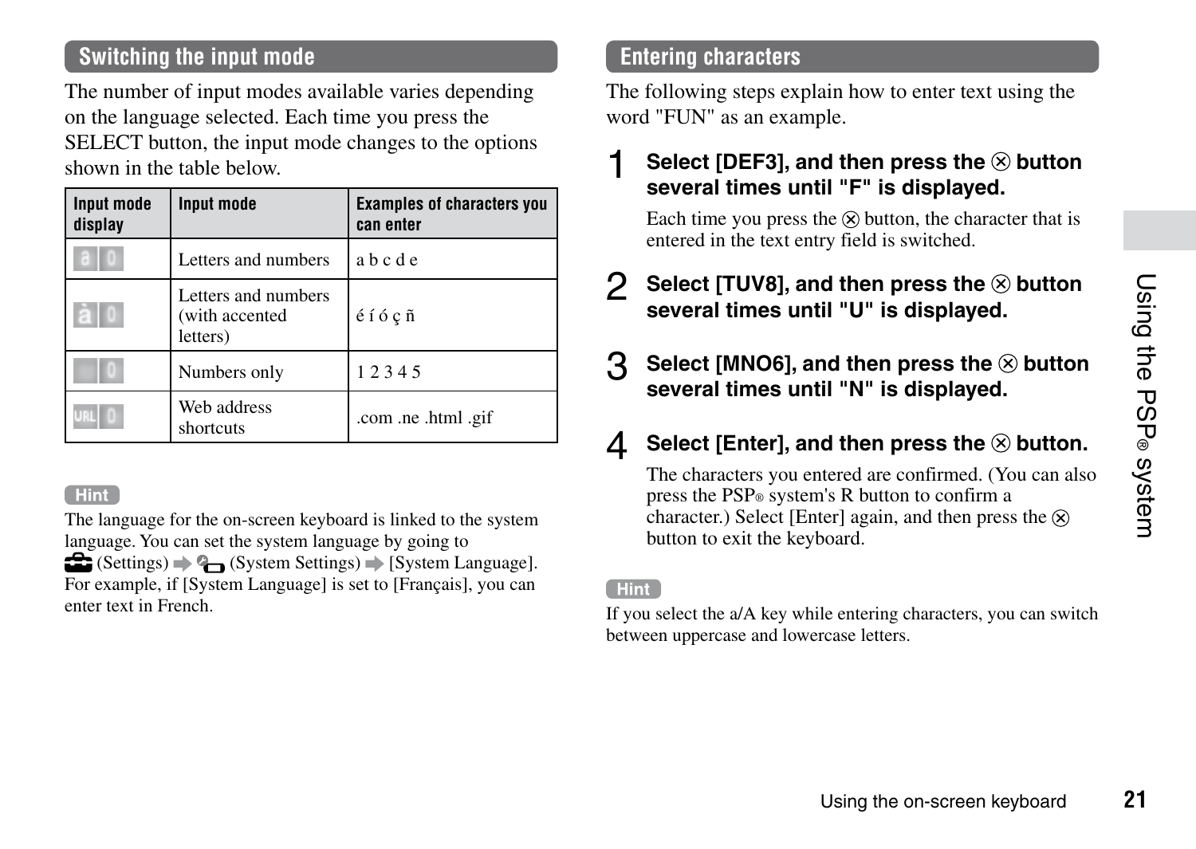## Switching the input mode

The number of input modes available varies depending on the language selected. Each time you press the SELECT button, the input mode changes to the options shown in the table below.

| Input mode display | Input mode | Examples of characters you can enter |
|---|---|---|
| a 0 | Letters and numbers | a b c d e |
| à 0 | Letters and numbers (with accented letters) | é í ó ç ñ |
| 0 | Numbers only | 1 2 3 4 5 |
| URL 0 | Web address shortcuts | .com .ne .html .gif |

**Hint**

The language for the on-screen keyboard is linked to the system language. You can set the system language by going to (Settings) ➡ (System Settings) ➡ [System Language]. For example, if [System Language] is set to [Français], you can enter text in French.

## Entering characters

The following steps explain how to enter text using the word "FUN" as an example.

1. **Select [DEF3], and then press the ⊗ button several times until "F" is displayed.**

   Each time you press the ⊗ button, the character that is entered in the text entry field is switched.

2. **Select [TUV8], and then press the ⊗ button several times until "U" is displayed.**

3. **Select [MNO6], and then press the ⊗ button several times until "N" is displayed.**

4. **Select [Enter], and then press the ⊗ button.**

   The characters you entered are confirmed. (You can also press the PSP® system's R button to confirm a character.) Select [Enter] again, and then press the ⊗ button to exit the keyboard.

**Hint**

If you select the a/A key while entering characters, you can switch between uppercase and lowercase letters.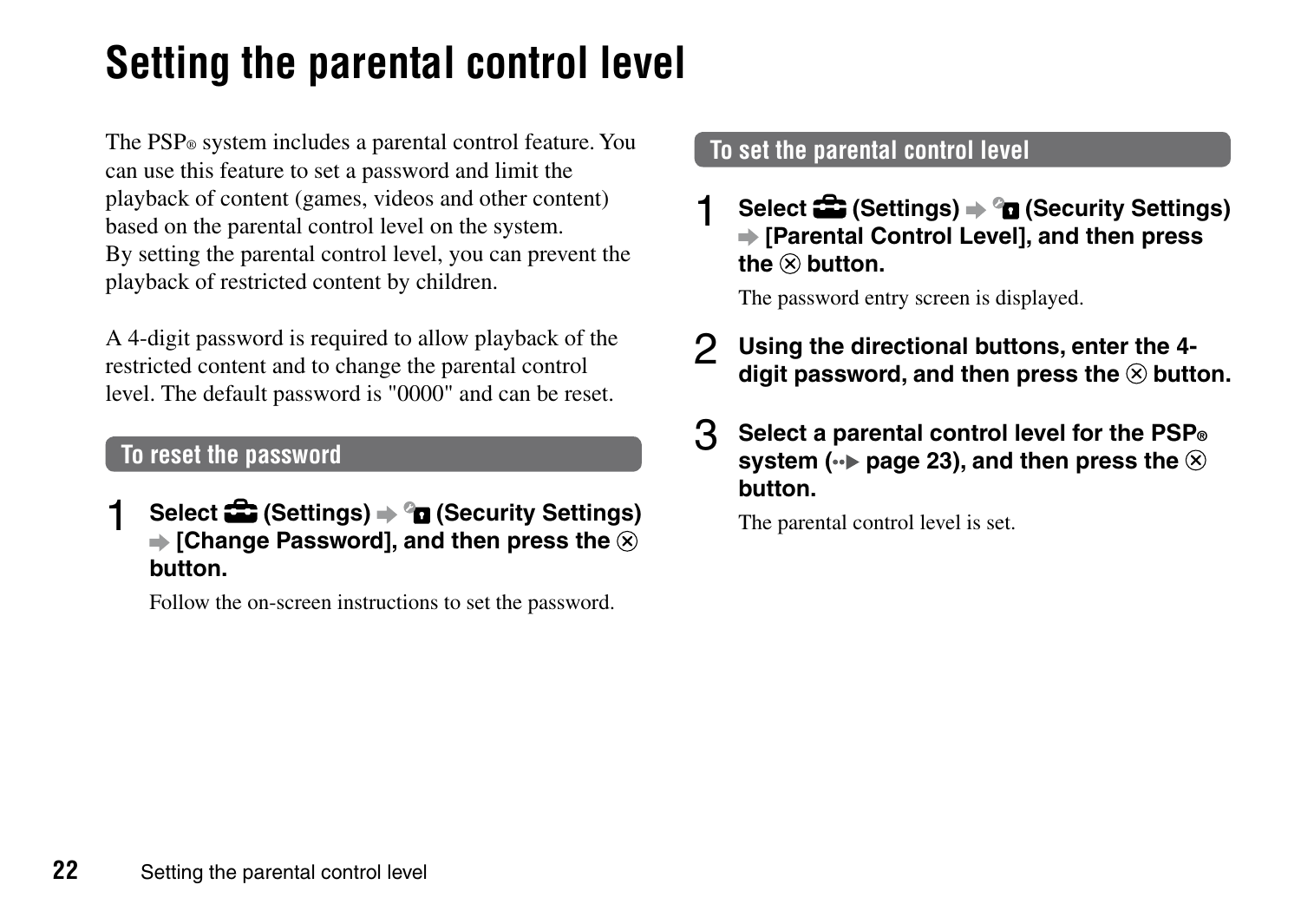# Setting the parental control level

The PSP® system includes a parental control feature. You can use this feature to set a password and limit the playback of content (games, videos and other content) based on the parental control level on the system.
By setting the parental control level, you can prevent the playback of restricted content by children.

A 4-digit password is required to allow playback of the restricted content and to change the parental control level. The default password is "0000" and can be reset.

## To reset the password

1. **Select (Settings) ➡ (Security Settings) ➡ [Change Password], and then press the ⊗ button.**

   Follow the on-screen instructions to set the password.

## To set the parental control level

1. **Select (Settings) ➡ (Security Settings) ➡ [Parental Control Level], and then press the ⊗ button.**

   The password entry screen is displayed.

2. **Using the directional buttons, enter the 4-digit password, and then press the ⊗ button.**

3. **Select a parental control level for the PSP® system (→ page 23), and then press the ⊗ button.**

   The parental control level is set.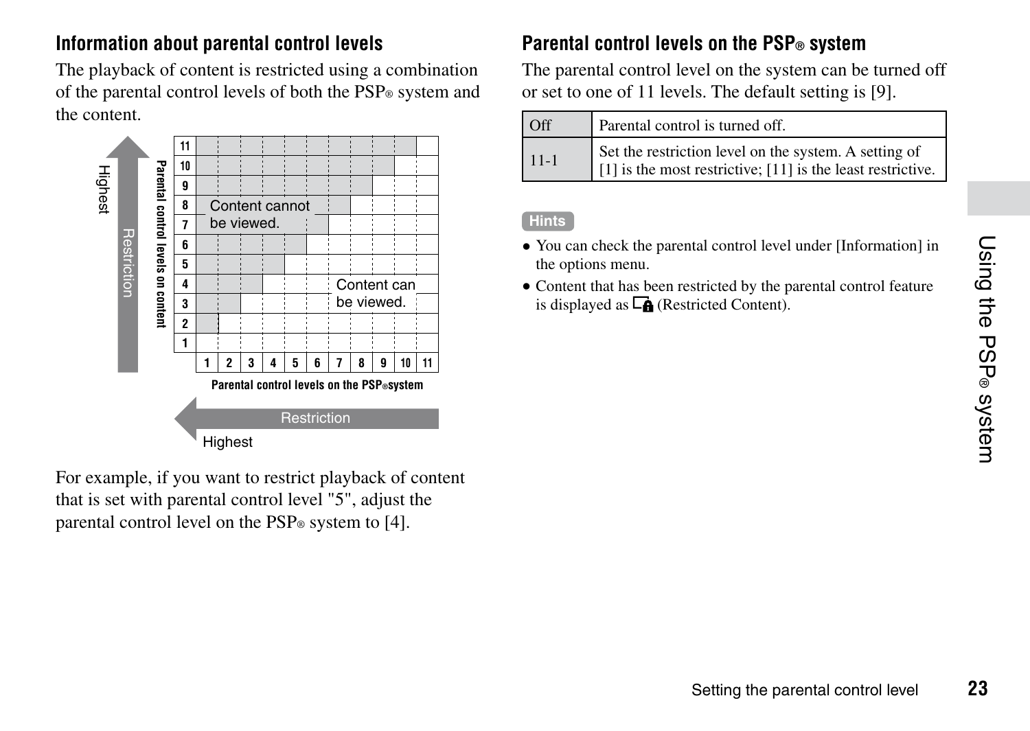## Information about parental control levels

The playback of content is restricted using a combination of the parental control levels of both the PSP® system and the content.

Parental control levels on content (vertical axis, 1–11; Restriction: Highest at top)

Parental control levels on the PSP® system (horizontal axis, 1–11; Restriction: Highest at left)

Content cannot be viewed.

Content can be viewed.

For example, if you want to restrict playback of content that is set with parental control level "5", adjust the parental control level on the PSP® system to [4].

## Parental control levels on the PSP® system

The parental control level on the system can be turned off or set to one of 11 levels. The default setting is [9].

| | |
|---|---|
| Off | Parental control is turned off. |
| 11-1 | Set the restriction level on the system. A setting of [1] is the most restrictive; [11] is the least restrictive. |

**Hints**

- You can check the parental control level under [Information] in the options menu.
- Content that has been restricted by the parental control feature is displayed as (Restricted Content).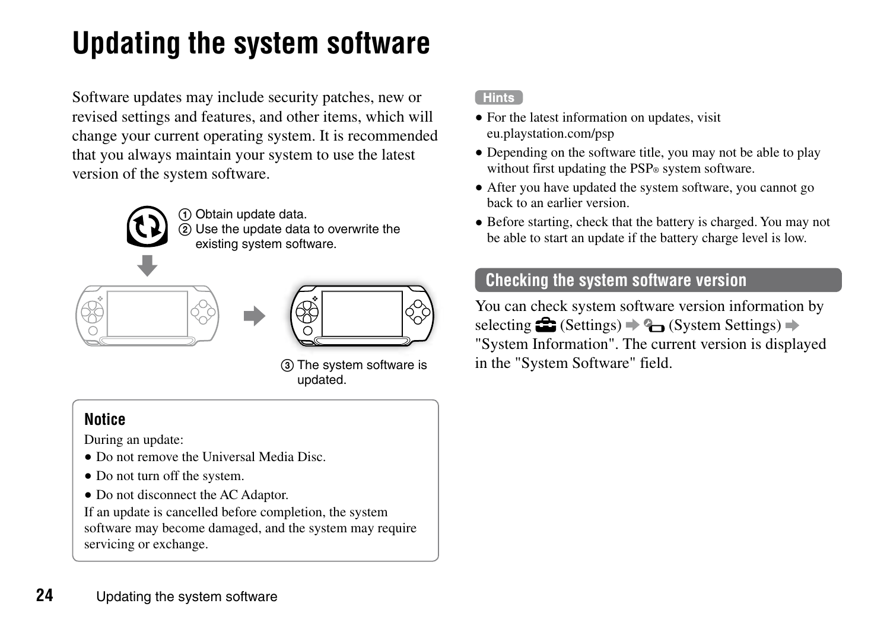# Updating the system software

Software updates may include security patches, new or revised settings and features, and other items, which will change your current operating system. It is recommended that you always maintain your system to use the latest version of the system software.

① Obtain update data.
② Use the update data to overwrite the existing system software.

③ The system software is updated.

> **Notice**
>
> During an update:
>
> - Do not remove the Universal Media Disc.
> - Do not turn off the system.
> - Do not disconnect the AC Adaptor.
>
> If an update is cancelled before completion, the system software may become damaged, and the system may require servicing or exchange.

**Hints**

- For the latest information on updates, visit eu.playstation.com/psp
- Depending on the software title, you may not be able to play without first updating the PSP® system software.
- After you have updated the system software, you cannot go back to an earlier version.
- Before starting, check that the battery is charged. You may not be able to start an update if the battery charge level is low.

## Checking the system software version

You can check system software version information by selecting (Settings) ➡ (System Settings) ➡ "System Information". The current version is displayed in the "System Software" field.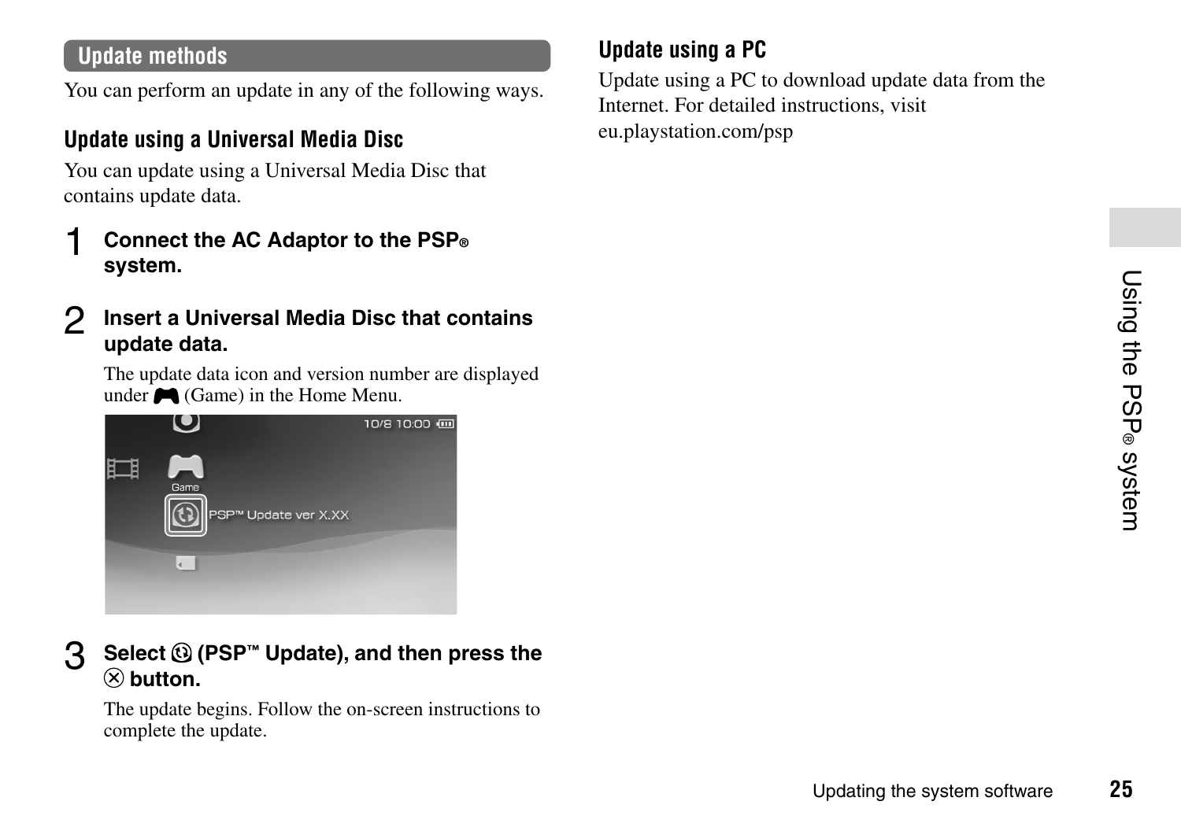## Update methods

You can perform an update in any of the following ways.

### Update using a Universal Media Disc

You can update using a Universal Media Disc that contains update data.

1. **Connect the AC Adaptor to the PSP® system.**

2. **Insert a Universal Media Disc that contains update data.**

   The update data icon and version number are displayed under (Game) in the Home Menu.

3. **Select (PSP™ Update), and then press the ⊗ button.**

   The update begins. Follow the on-screen instructions to complete the update.

### Update using a PC

Update using a PC to download update data from the Internet. For detailed instructions, visit eu.playstation.com/psp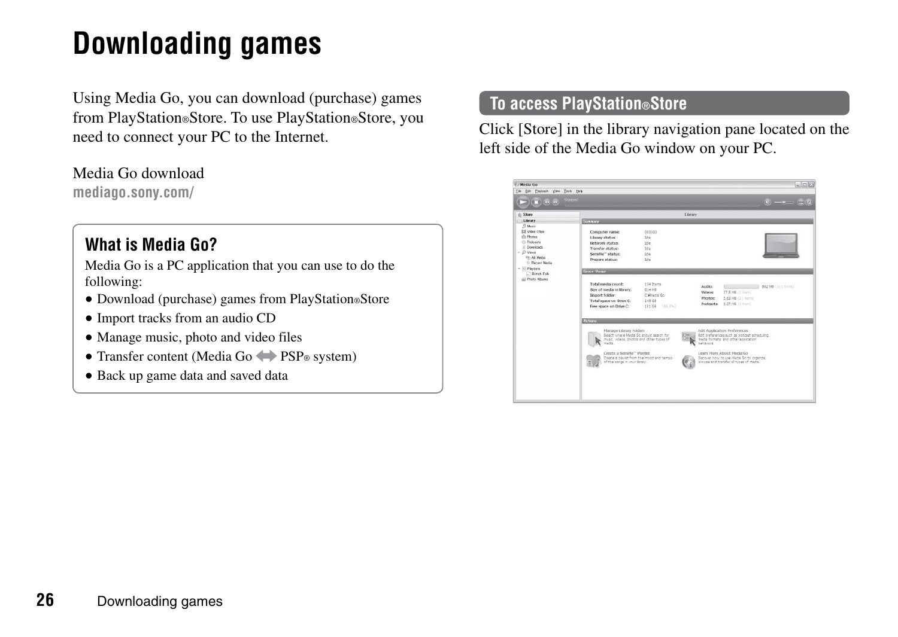# Downloading games

Using Media Go, you can download (purchase) games from PlayStation®Store. To use PlayStation®Store, you need to connect your PC to the Internet.

Media Go download
**mediago.sony.com/**

### What is Media Go?

Media Go is a PC application that you can use to do the following:

- Download (purchase) games from PlayStation®Store
- Import tracks from an audio CD
- Manage music, photo and video files
- Transfer content (Media Go ⟷ PSP® system)
- Back up game data and saved data

## To access PlayStation®Store

Click [Store] in the library navigation pane located on the left side of the Media Go window on your PC.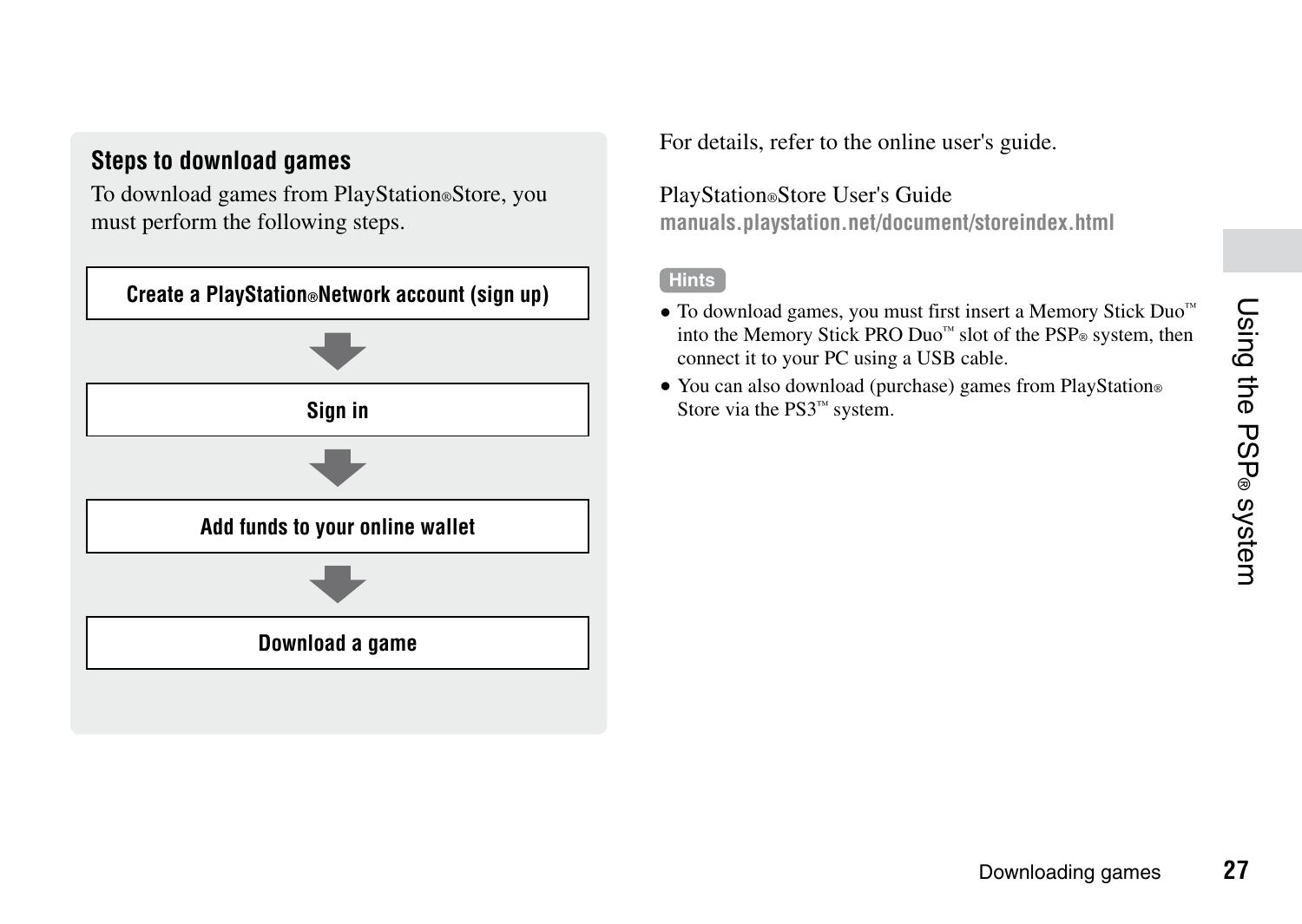### Steps to download games

To download games from PlayStation®Store, you must perform the following steps.

**Create a PlayStation®Network account (sign up)**

↓

**Sign in**

↓

**Add funds to your online wallet**

↓

**Download a game**

For details, refer to the online user's guide.

PlayStation®Store User's Guide
**manuals.playstation.net/document/storeindex.html**

**Hints**

- To download games, you must first insert a Memory Stick Duo™ into the Memory Stick PRO Duo™ slot of the PSP® system, then connect it to your PC using a USB cable.
- You can also download (purchase) games from PlayStation® Store via the PS3™ system.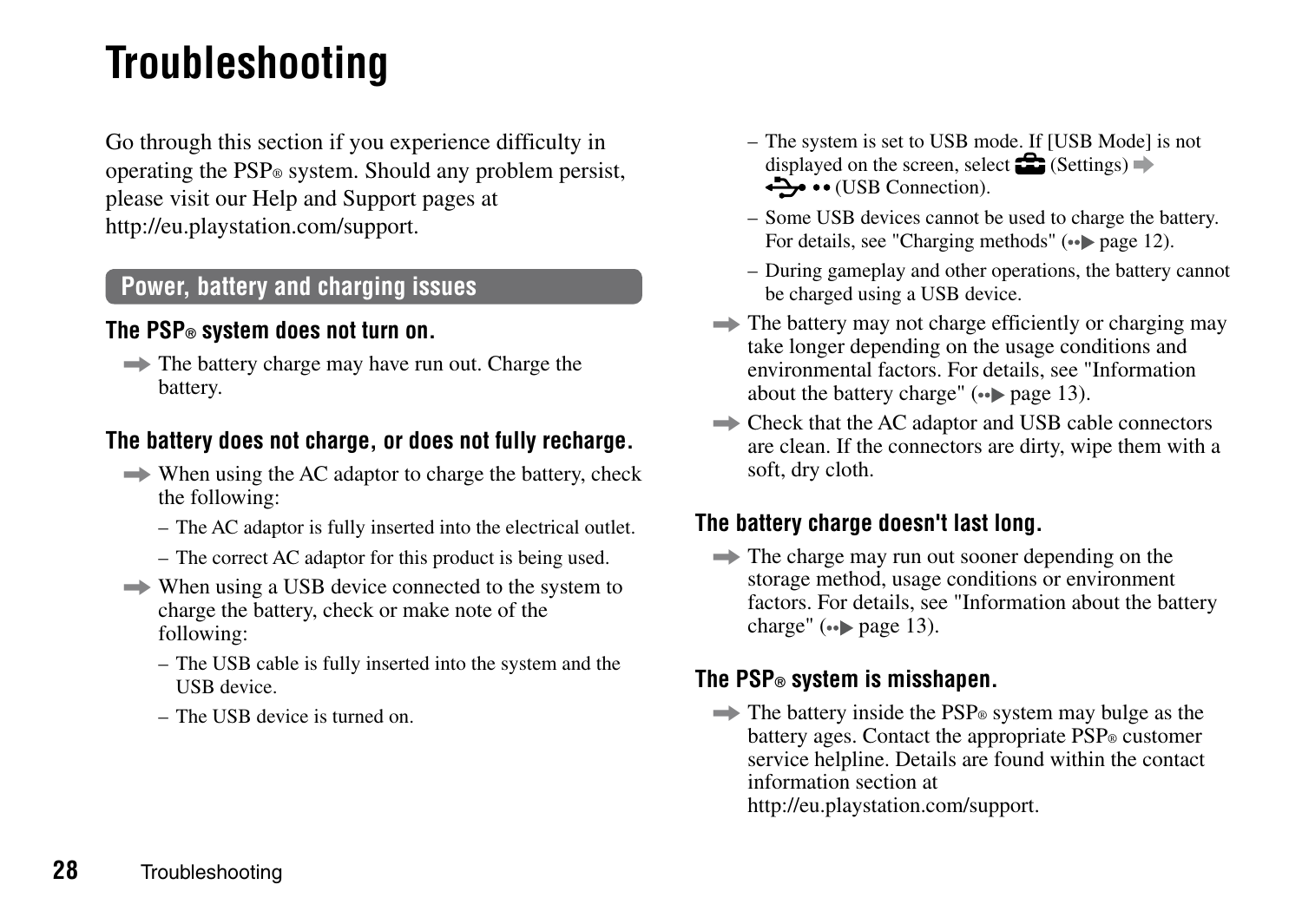# Troubleshooting

Go through this section if you experience difficulty in operating the PSP® system. Should any problem persist, please visit our Help and Support pages at http://eu.playstation.com/support.

## Power, battery and charging issues

### The PSP® system does not turn on.

- The battery charge may have run out. Charge the battery.

### The battery does not charge, or does not fully recharge.

- When using the AC adaptor to charge the battery, check the following:
  - The AC adaptor is fully inserted into the electrical outlet.
  - The correct AC adaptor for this product is being used.
- When using a USB device connected to the system to charge the battery, check or make note of the following:
  - The USB cable is fully inserted into the system and the USB device.
  - The USB device is turned on.
  - The system is set to USB mode. If [USB Mode] is not displayed on the screen, select (Settings) → (USB Connection).
  - Some USB devices cannot be used to charge the battery. For details, see "Charging methods" (page 12).
  - During gameplay and other operations, the battery cannot be charged using a USB device.
- The battery may not charge efficiently or charging may take longer depending on the usage conditions and environmental factors. For details, see "Information about the battery charge" (page 13).
- Check that the AC adaptor and USB cable connectors are clean. If the connectors are dirty, wipe them with a soft, dry cloth.

### The battery charge doesn't last long.

- The charge may run out sooner depending on the storage method, usage conditions or environment factors. For details, see "Information about the battery charge" (page 13).

### The PSP® system is misshapen.

- The battery inside the PSP® system may bulge as the battery ages. Contact the appropriate PSP® customer service helpline. Details are found within the contact information section at http://eu.playstation.com/support.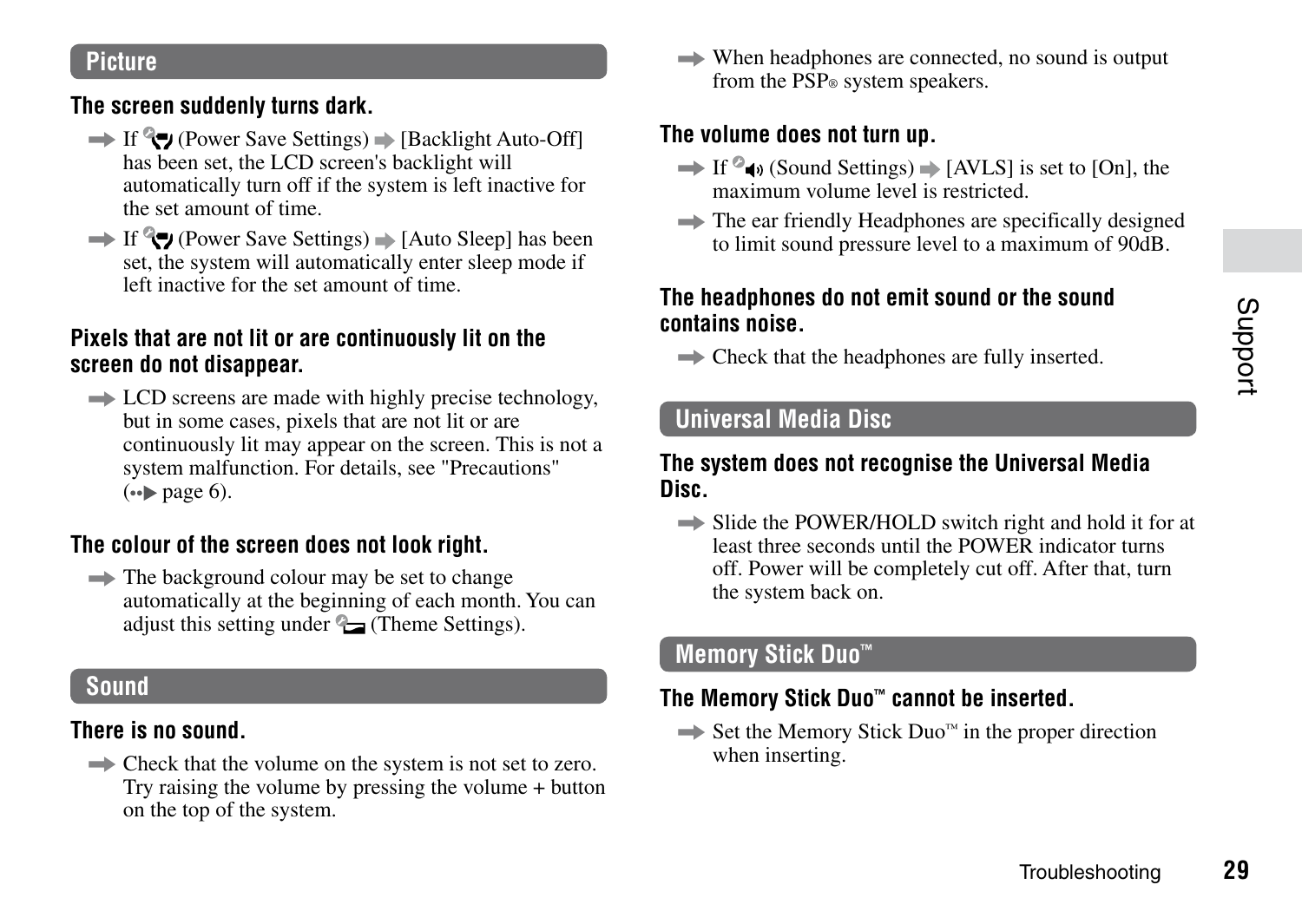## Picture

### The screen suddenly turns dark.

- If (Power Save Settings) [Backlight Auto-Off] has been set, the LCD screen's backlight will automatically turn off if the system is left inactive for the set amount of time.
- If (Power Save Settings) [Auto Sleep] has been set, the system will automatically enter sleep mode if left inactive for the set amount of time.

### Pixels that are not lit or are continuously lit on the screen do not disappear.

- LCD screens are made with highly precise technology, but in some cases, pixels that are not lit or are continuously lit may appear on the screen. This is not a system malfunction. For details, see "Precautions" (page 6).

### The colour of the screen does not look right.

- The background colour may be set to change automatically at the beginning of each month. You can adjust this setting under (Theme Settings).

## Sound

### There is no sound.

- Check that the volume on the system is not set to zero. Try raising the volume by pressing the volume + button on the top of the system.
- When headphones are connected, no sound is output from the PSP® system speakers.

### The volume does not turn up.

- If (Sound Settings) [AVLS] is set to [On], the maximum volume level is restricted.
- The ear friendly Headphones are specifically designed to limit sound pressure level to a maximum of 90dB.

### The headphones do not emit sound or the sound contains noise.

- Check that the headphones are fully inserted.

## Universal Media Disc

### The system does not recognise the Universal Media Disc.

- Slide the POWER/HOLD switch right and hold it for at least three seconds until the POWER indicator turns off. Power will be completely cut off. After that, turn the system back on.

## Memory Stick Duo™

### The Memory Stick Duo™ cannot be inserted.

- Set the Memory Stick Duo™ in the proper direction when inserting.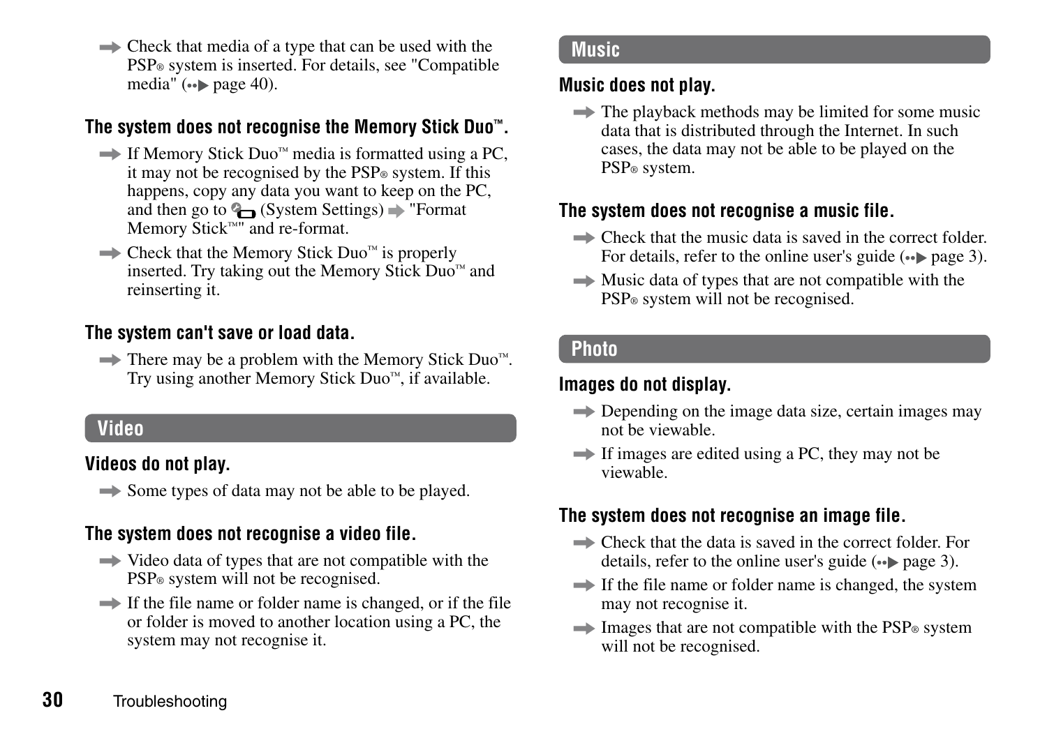- Check that media of a type that can be used with the PSP® system is inserted. For details, see "Compatible media" (page 40).

### The system does not recognise the Memory Stick Duo™.

- If Memory Stick Duo™ media is formatted using a PC, it may not be recognised by the PSP® system. If this happens, copy any data you want to keep on the PC, and then go to (System Settings) → "Format Memory Stick™" and re-format.
- Check that the Memory Stick Duo™ is properly inserted. Try taking out the Memory Stick Duo™ and reinserting it.

### The system can't save or load data.

- There may be a problem with the Memory Stick Duo™. Try using another Memory Stick Duo™, if available.

## Video

### Videos do not play.

- Some types of data may not be able to be played.

### The system does not recognise a video file.

- Video data of types that are not compatible with the PSP® system will not be recognised.
- If the file name or folder name is changed, or if the file or folder is moved to another location using a PC, the system may not recognise it.

## Music

### Music does not play.

- The playback methods may be limited for some music data that is distributed through the Internet. In such cases, the data may not be able to be played on the PSP® system.

### The system does not recognise a music file.

- Check that the music data is saved in the correct folder. For details, refer to the online user's guide (page 3).
- Music data of types that are not compatible with the PSP® system will not be recognised.

## Photo

### Images do not display.

- Depending on the image data size, certain images may not be viewable.
- If images are edited using a PC, they may not be viewable.

### The system does not recognise an image file.

- Check that the data is saved in the correct folder. For details, refer to the online user's guide (page 3).
- If the file name or folder name is changed, the system may not recognise it.
- Images that are not compatible with the PSP® system will not be recognised.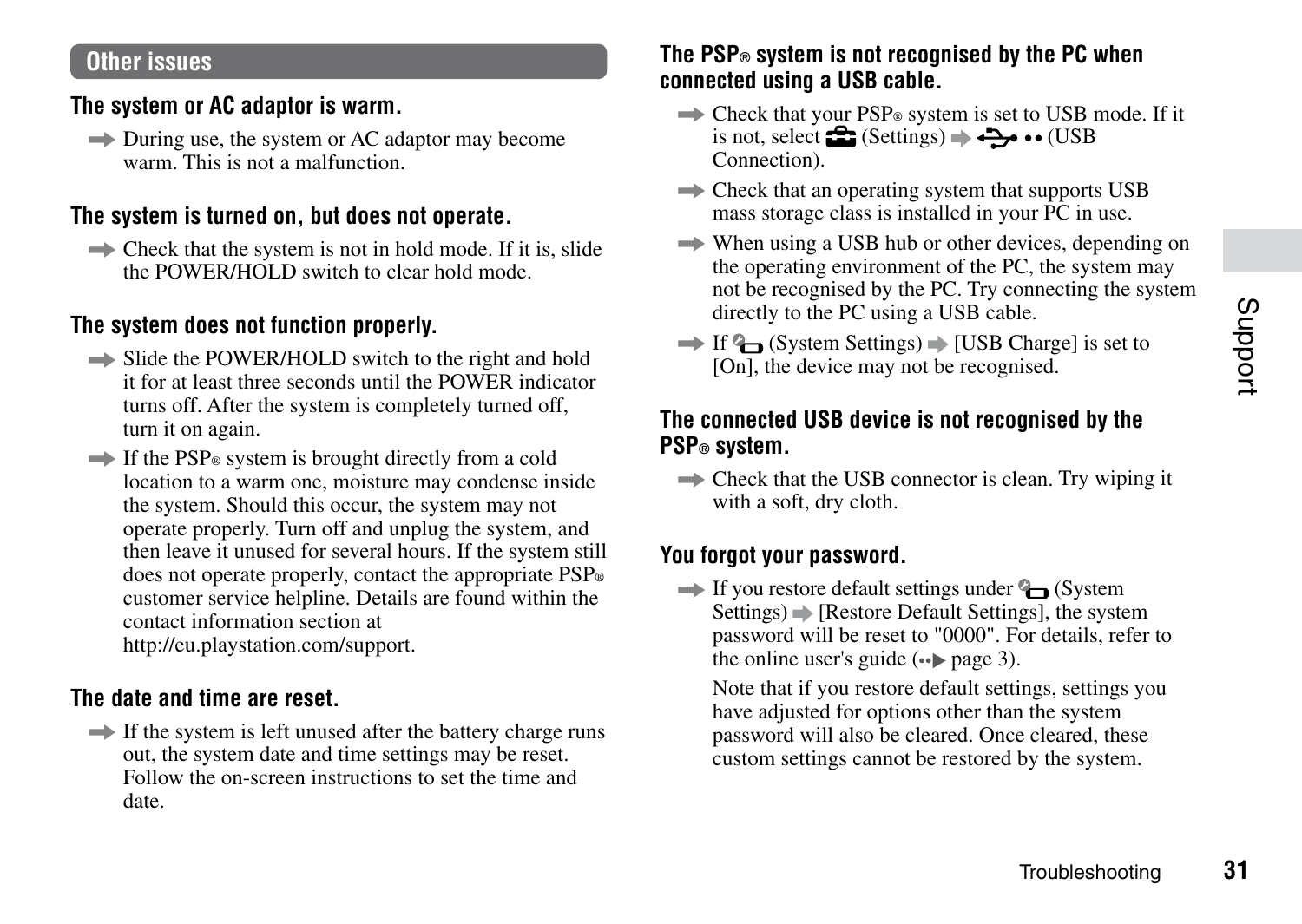## Other issues

### The system or AC adaptor is warm.

➡ During use, the system or AC adaptor may become warm. This is not a malfunction.

### The system is turned on, but does not operate.

➡ Check that the system is not in hold mode. If it is, slide the POWER/HOLD switch to clear hold mode.

### The system does not function properly.

➡ Slide the POWER/HOLD switch to the right and hold it for at least three seconds until the POWER indicator turns off. After the system is completely turned off, turn it on again.

➡ If the PSP® system is brought directly from a cold location to a warm one, moisture may condense inside the system. Should this occur, the system may not operate properly. Turn off and unplug the system, and then leave it unused for several hours. If the system still does not operate properly, contact the appropriate PSP® customer service helpline. Details are found within the contact information section at http://eu.playstation.com/support.

### The date and time are reset.

➡ If the system is left unused after the battery charge runs out, the system date and time settings may be reset. Follow the on-screen instructions to set the time and date.

### The PSP® system is not recognised by the PC when connected using a USB cable.

➡ Check that your PSP® system is set to USB mode. If it is not, select (Settings) ➡ (USB Connection).

➡ Check that an operating system that supports USB mass storage class is installed in your PC in use.

➡ When using a USB hub or other devices, depending on the operating environment of the PC, the system may not be recognised by the PC. Try connecting the system directly to the PC using a USB cable.

➡ If (System Settings) ➡ [USB Charge] is set to [On], the device may not be recognised.

### The connected USB device is not recognised by the PSP® system.

➡ Check that the USB connector is clean. Try wiping it with a soft, dry cloth.

### You forgot your password.

➡ If you restore default settings under (System Settings) ➡ [Restore Default Settings], the system password will be reset to "0000". For details, refer to the online user's guide (page 3).

Note that if you restore default settings, settings you have adjusted for options other than the system password will also be cleared. Once cleared, these custom settings cannot be restored by the system.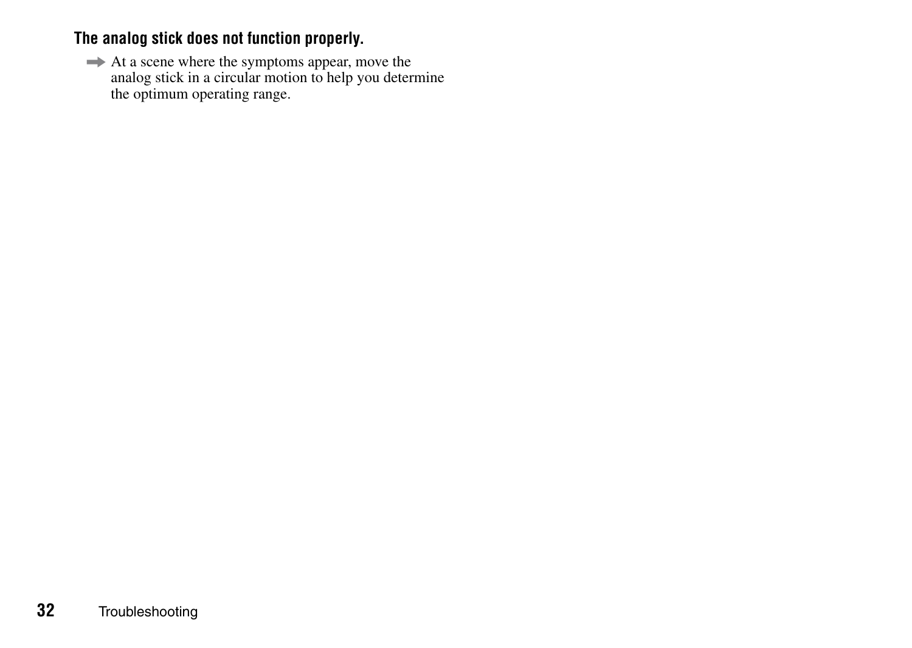### The analog stick does not function properly.

→ At a scene where the symptoms appear, move the analog stick in a circular motion to help you determine the optimum operating range.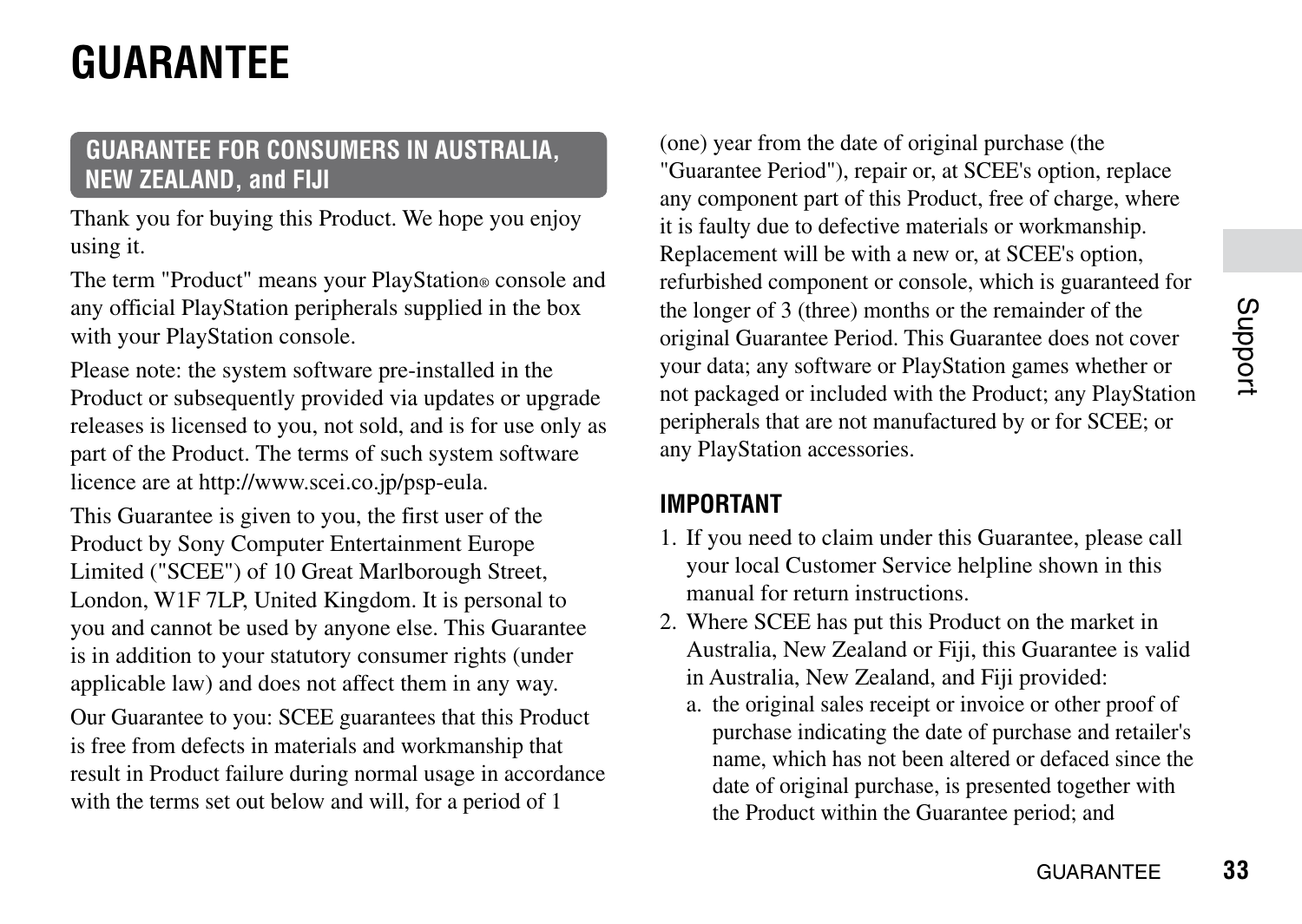# GUARANTEE

## GUARANTEE FOR CONSUMERS IN AUSTRALIA, NEW ZEALAND, and FIJI

Thank you for buying this Product. We hope you enjoy using it.

The term "Product" means your PlayStation® console and any official PlayStation peripherals supplied in the box with your PlayStation console.

Please note: the system software pre-installed in the Product or subsequently provided via updates or upgrade releases is licensed to you, not sold, and is for use only as part of the Product. The terms of such system software licence are at http://www.scei.co.jp/psp-eula.

This Guarantee is given to you, the first user of the Product by Sony Computer Entertainment Europe Limited ("SCEE") of 10 Great Marlborough Street, London, W1F 7LP, United Kingdom. It is personal to you and cannot be used by anyone else. This Guarantee is in addition to your statutory consumer rights (under applicable law) and does not affect them in any way.

Our Guarantee to you: SCEE guarantees that this Product is free from defects in materials and workmanship that result in Product failure during normal usage in accordance with the terms set out below and will, for a period of 1 (one) year from the date of original purchase (the "Guarantee Period"), repair or, at SCEE's option, replace any component part of this Product, free of charge, where it is faulty due to defective materials or workmanship. Replacement will be with a new or, at SCEE's option, refurbished component or console, which is guaranteed for the longer of 3 (three) months or the remainder of the original Guarantee Period. This Guarantee does not cover your data; any software or PlayStation games whether or not packaged or included with the Product; any PlayStation peripherals that are not manufactured by or for SCEE; or any PlayStation accessories.

### IMPORTANT

1. If you need to claim under this Guarantee, please call your local Customer Service helpline shown in this manual for return instructions.
2. Where SCEE has put this Product on the market in Australia, New Zealand or Fiji, this Guarantee is valid in Australia, New Zealand, and Fiji provided:
   a. the original sales receipt or invoice or other proof of purchase indicating the date of purchase and retailer's name, which has not been altered or defaced since the date of original purchase, is presented together with the Product within the Guarantee period; and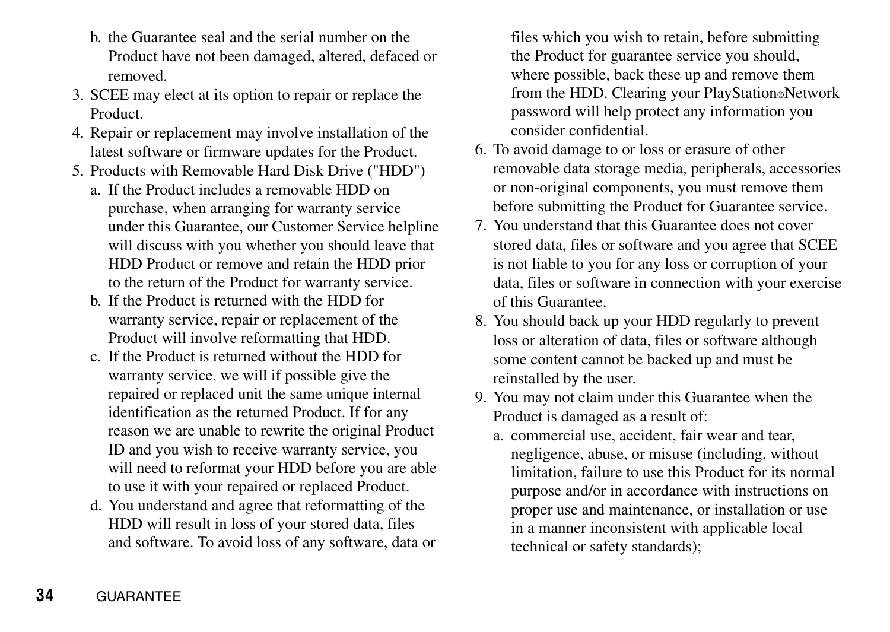b. the Guarantee seal and the serial number on the Product have not been damaged, altered, defaced or removed.

3. SCEE may elect at its option to repair or replace the Product.
4. Repair or replacement may involve installation of the latest software or firmware updates for the Product.
5. Products with Removable Hard Disk Drive ("HDD")
   a. If the Product includes a removable HDD on purchase, when arranging for warranty service under this Guarantee, our Customer Service helpline will discuss with you whether you should leave that HDD Product or remove and retain the HDD prior to the return of the Product for warranty service.
   b. If the Product is returned with the HDD for warranty service, repair or replacement of the Product will involve reformatting that HDD.
   c. If the Product is returned without the HDD for warranty service, we will if possible give the repaired or replaced unit the same unique internal identification as the returned Product. If for any reason we are unable to rewrite the original Product ID and you wish to receive warranty service, you will need to reformat your HDD before you are able to use it with your repaired or replaced Product.
   d. You understand and agree that reformatting of the HDD will result in loss of your stored data, files and software. To avoid loss of any software, data or files which you wish to retain, before submitting the Product for guarantee service you should, where possible, back these up and remove them from the HDD. Clearing your PlayStation®Network password will help protect any information you consider confidential.
6. To avoid damage to or loss or erasure of other removable data storage media, peripherals, accessories or non-original components, you must remove them before submitting the Product for Guarantee service.
7. You understand that this Guarantee does not cover stored data, files or software and you agree that SCEE is not liable to you for any loss or corruption of your data, files or software in connection with your exercise of this Guarantee.
8. You should back up your HDD regularly to prevent loss or alteration of data, files or software although some content cannot be backed up and must be reinstalled by the user.
9. You may not claim under this Guarantee when the Product is damaged as a result of:
   a. commercial use, accident, fair wear and tear, negligence, abuse, or misuse (including, without limitation, failure to use this Product for its normal purpose and/or in accordance with instructions on proper use and maintenance, or installation or use in a manner inconsistent with applicable local technical or safety standards);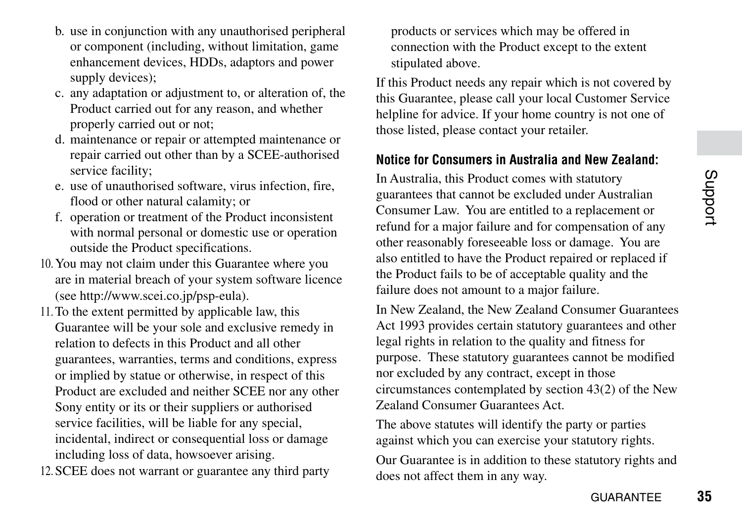b. use in conjunction with any unauthorised peripheral or component (including, without limitation, game enhancement devices, HDDs, adaptors and power supply devices);
c. any adaptation or adjustment to, or alteration of, the Product carried out for any reason, and whether properly carried out or not;
d. maintenance or repair or attempted maintenance or repair carried out other than by a SCEE-authorised service facility;
e. use of unauthorised software, virus infection, fire, flood or other natural calamity; or
f. operation or treatment of the Product inconsistent with normal personal or domestic use or operation outside the Product specifications.

10. You may not claim under this Guarantee where you are in material breach of your system software licence (see http://www.scei.co.jp/psp-eula).
11. To the extent permitted by applicable law, this Guarantee will be your sole and exclusive remedy in relation to defects in this Product and all other guarantees, warranties, terms and conditions, express or implied by statue or otherwise, in respect of this Product are excluded and neither SCEE nor any other Sony entity or its or their suppliers or authorised service facilities, will be liable for any special, incidental, indirect or consequential loss or damage including loss of data, howsoever arising.
12. SCEE does not warrant or guarantee any third party products or services which may be offered in connection with the Product except to the extent stipulated above.

If this Product needs any repair which is not covered by this Guarantee, please call your local Customer Service helpline for advice. If your home country is not one of those listed, please contact your retailer.

**Notice for Consumers in Australia and New Zealand:**

In Australia, this Product comes with statutory guarantees that cannot be excluded under Australian Consumer Law. You are entitled to a replacement or refund for a major failure and for compensation of any other reasonably foreseeable loss or damage. You are also entitled to have the Product repaired or replaced if the Product fails to be of acceptable quality and the failure does not amount to a major failure.

In New Zealand, the New Zealand Consumer Guarantees Act 1993 provides certain statutory guarantees and other legal rights in relation to the quality and fitness for purpose. These statutory guarantees cannot be modified nor excluded by any contract, except in those circumstances contemplated by section 43(2) of the New Zealand Consumer Guarantees Act.

The above statutes will identify the party or parties against which you can exercise your statutory rights.

Our Guarantee is in addition to these statutory rights and does not affect them in any way.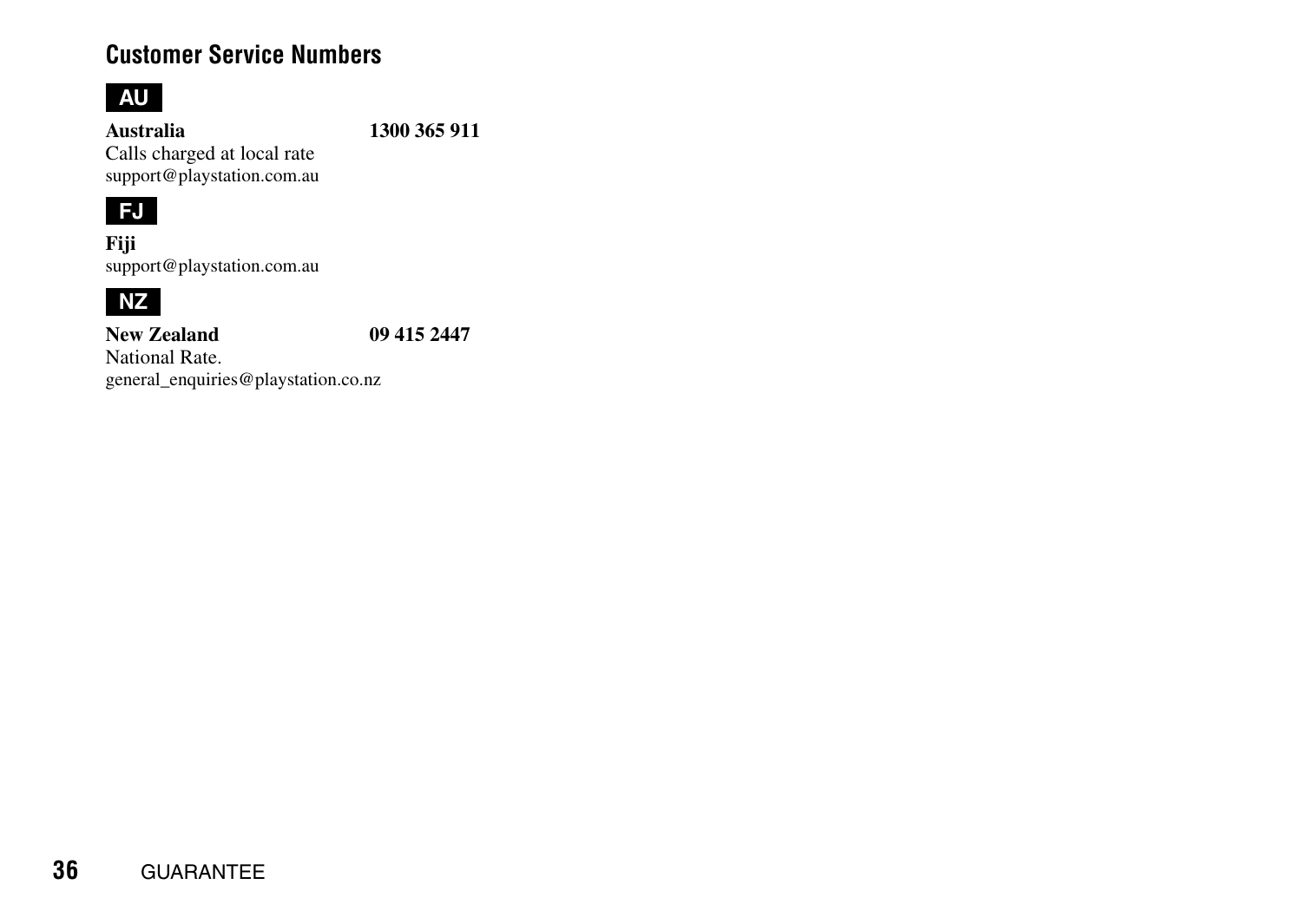## Customer Service Numbers

### AU

**Australia** **1300 365 911**

Calls charged at local rate

support@playstation.com.au

### FJ

**Fiji**

support@playstation.com.au

### NZ

**New Zealand** **09 415 2447**

National Rate.

general_enquiries@playstation.co.nz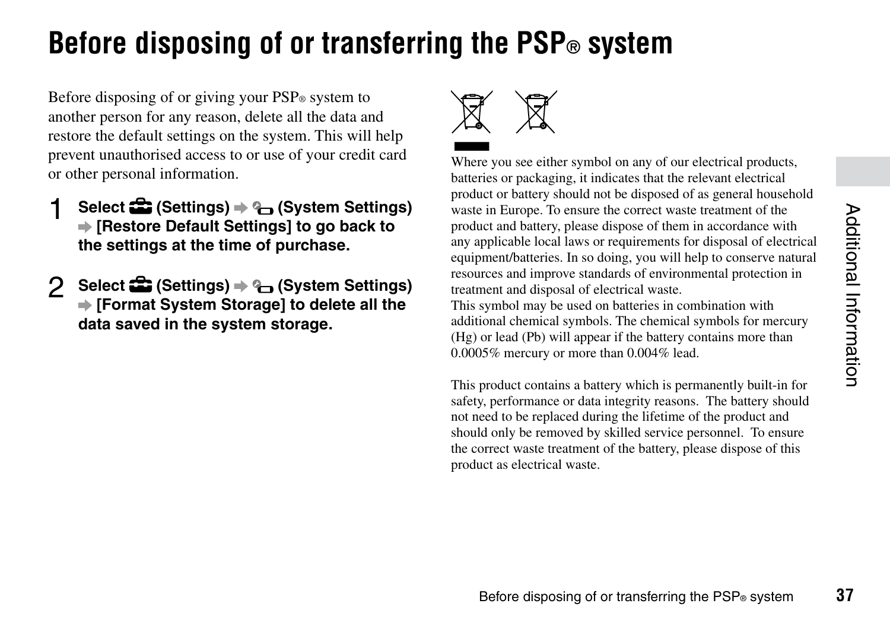# Before disposing of or transferring the PSP® system

Before disposing of or giving your PSP® system to another person for any reason, delete all the data and restore the default settings on the system. This will help prevent unauthorised access to or use of your credit card or other personal information.

1. **Select (Settings) ➡ (System Settings) ➡ [Restore Default Settings] to go back to the settings at the time of purchase.**

2. **Select (Settings) ➡ (System Settings) ➡ [Format System Storage] to delete all the data saved in the system storage.**

Where you see either symbol on any of our electrical products, batteries or packaging, it indicates that the relevant electrical product or battery should not be disposed of as general household waste in Europe. To ensure the correct waste treatment of the product and battery, please dispose of them in accordance with any applicable local laws or requirements for disposal of electrical equipment/batteries. In so doing, you will help to conserve natural resources and improve standards of environmental protection in treatment and disposal of electrical waste.
This symbol may be used on batteries in combination with additional chemical symbols. The chemical symbols for mercury (Hg) or lead (Pb) will appear if the battery contains more than 0.0005% mercury or more than 0.004% lead.

This product contains a battery which is permanently built-in for safety, performance or data integrity reasons. The battery should not need to be replaced during the lifetime of the product and should only be removed by skilled service personnel. To ensure the correct waste treatment of the battery, please dispose of this product as electrical waste.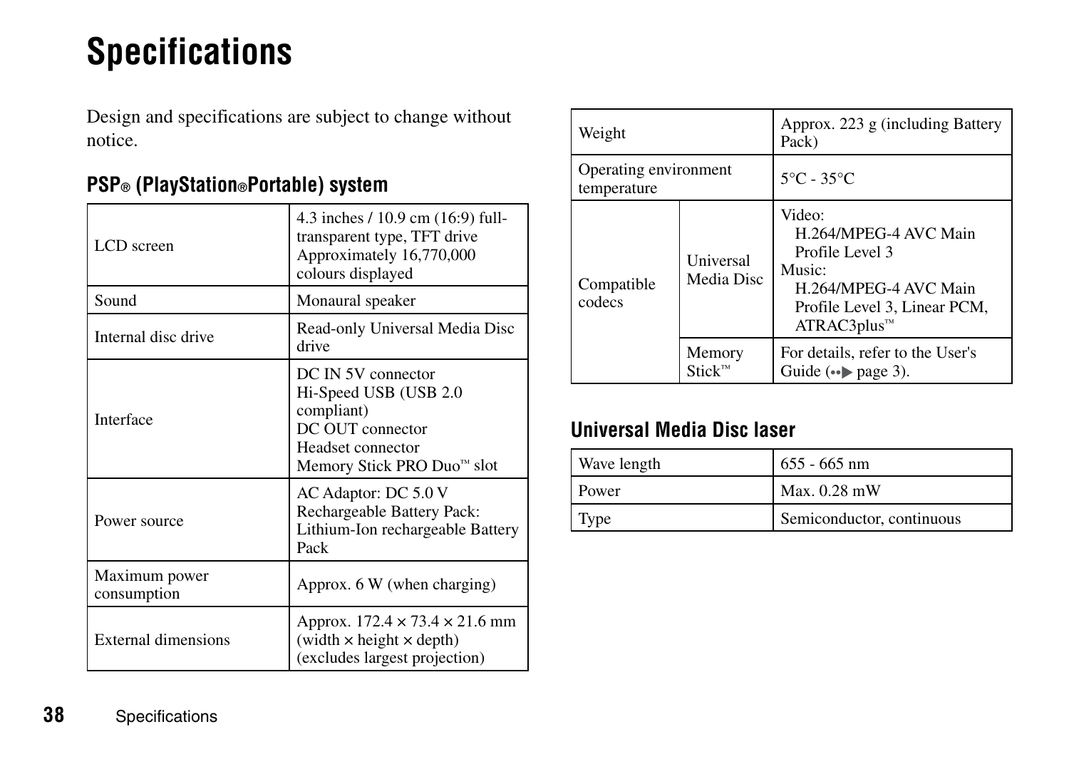# Specifications

Design and specifications are subject to change without notice.

## PSP® (PlayStation®Portable) system

| | |
|---|---|
| LCD screen | 4.3 inches / 10.9 cm (16:9) full-transparent type, TFT drive<br>Approximately 16,770,000 colours displayed |
| Sound | Monaural speaker |
| Internal disc drive | Read-only Universal Media Disc drive |
| Interface | DC IN 5V connector<br>Hi-Speed USB (USB 2.0 compliant)<br>DC OUT connector<br>Headset connector<br>Memory Stick PRO Duo™ slot |
| Power source | AC Adaptor: DC 5.0 V<br>Rechargeable Battery Pack: Lithium-Ion rechargeable Battery Pack |
| Maximum power consumption | Approx. 6 W (when charging) |
| External dimensions | Approx. 172.4 × 73.4 × 21.6 mm (width × height × depth)<br>(excludes largest projection) |
| Weight | Approx. 223 g (including Battery Pack) |
| Operating environment temperature | 5°C - 35°C |
| Compatible codecs — Universal Media Disc | Video:<br>H.264/MPEG-4 AVC Main Profile Level 3<br>Music:<br>H.264/MPEG-4 AVC Main Profile Level 3, Linear PCM, ATRAC3plus™ |
| Compatible codecs — Memory Stick™ | For details, refer to the User's Guide (••▶ page 3). |

## Universal Media Disc laser

| | |
|---|---|
| Wave length | 655 - 665 nm |
| Power | Max. 0.28 mW |
| Type | Semiconductor, continuous |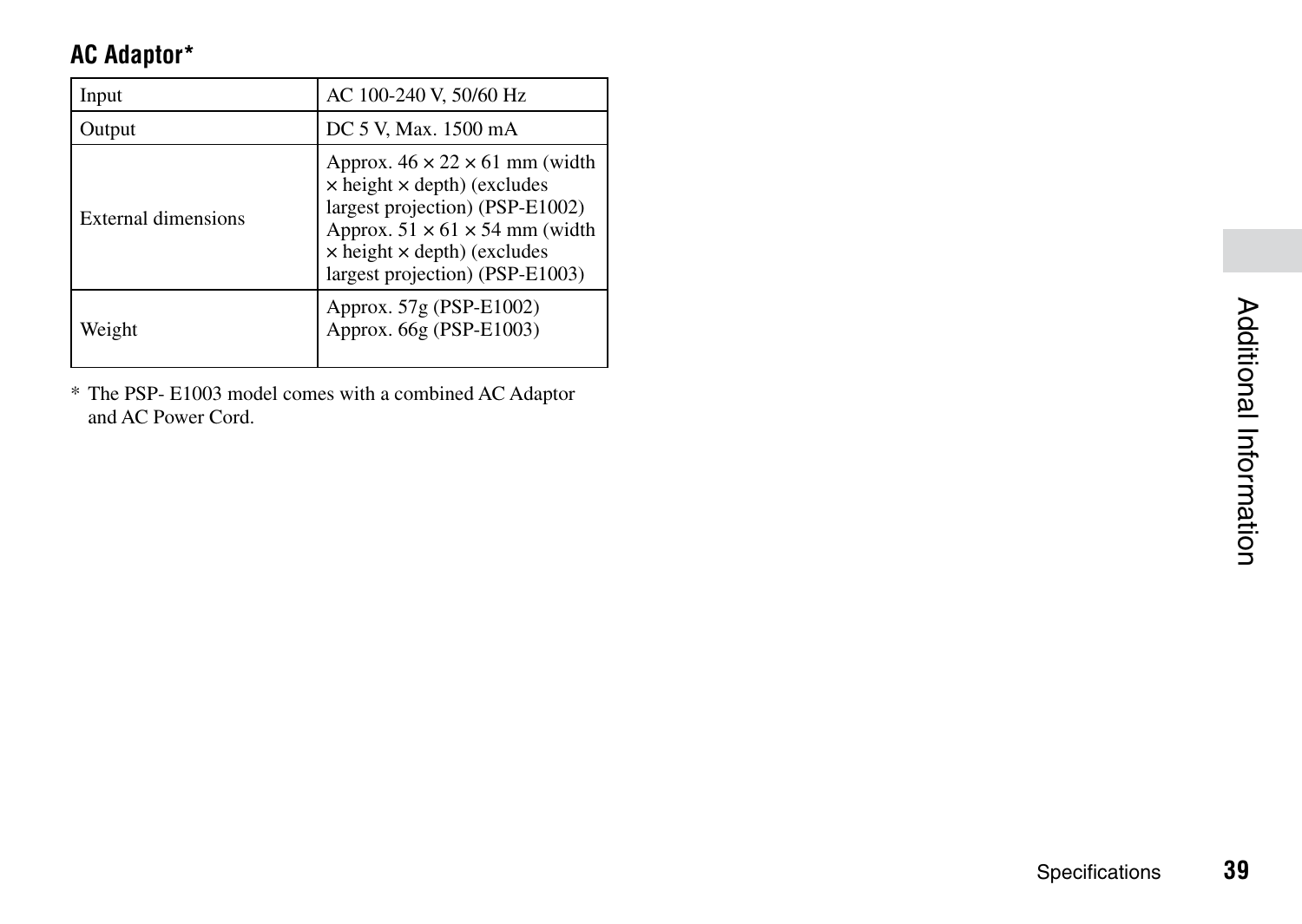### AC Adaptor*

| Input | AC 100-240 V, 50/60 Hz |
| --- | --- |
| Output | DC 5 V, Max. 1500 mA |
| External dimensions | Approx. 46 × 22 × 61 mm (width × height × depth) (excludes largest projection) (PSP-E1002)<br>Approx. 51 × 61 × 54 mm (width × height × depth) (excludes largest projection) (PSP-E1003) |
| Weight | Approx. 57g (PSP-E1002)<br>Approx. 66g (PSP-E1003) |

\* The PSP- E1003 model comes with a combined AC Adaptor and AC Power Cord.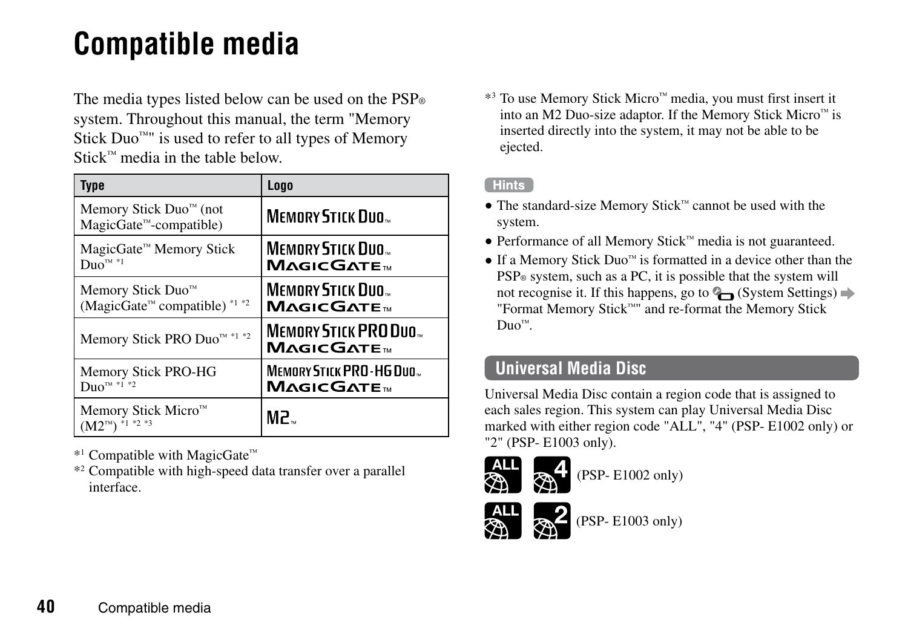# Compatible media

The media types listed below can be used on the PSP® system. Throughout this manual, the term "Memory Stick Duo™" is used to refer to all types of Memory Stick™ media in the table below.

| Type | Logo |
|---|---|
| Memory Stick Duo™ (not MagicGate™-compatible) | MEMORY STICK DUO™ |
| MagicGate™ Memory Stick Duo™ *1 | MEMORY STICK DUO™ MAGICGATE™ |
| Memory Stick Duo™ (MagicGate™ compatible) *1 *2 | MEMORY STICK DUO™ MAGICGATE™ |
| Memory Stick PRO Duo™ *1 *2 | MEMORY STICK PRO DUO™ MAGICGATE™ |
| Memory Stick PRO-HG Duo™ *1 *2 | MEMORY STICK PRO-HG DUO™ MAGICGATE™ |
| Memory Stick Micro™ (M2™) *1 *2 *3 | M2™ |

*1 Compatible with MagicGate™

*2 Compatible with high-speed data transfer over a parallel interface.

*3 To use Memory Stick Micro™ media, you must first insert it into an M2 Duo-size adaptor. If the Memory Stick Micro™ is inserted directly into the system, it may not be able to be ejected.

**Hints**

- The standard-size Memory Stick™ cannot be used with the system.
- Performance of all Memory Stick™ media is not guaranteed.
- If a Memory Stick Duo™ is formatted in a device other than the PSP® system, such as a PC, it is possible that the system will not recognise it. If this happens, go to (System Settings) ➡ "Format Memory Stick™" and re-format the Memory Stick Duo™.

## Universal Media Disc

Universal Media Disc contain a region code that is assigned to each sales region. This system can play Universal Media Disc marked with either region code "ALL", "4" (PSP- E1002 only) or "2" (PSP- E1003 only).

ALL 4 (PSP- E1002 only)

ALL 2 (PSP- E1003 only)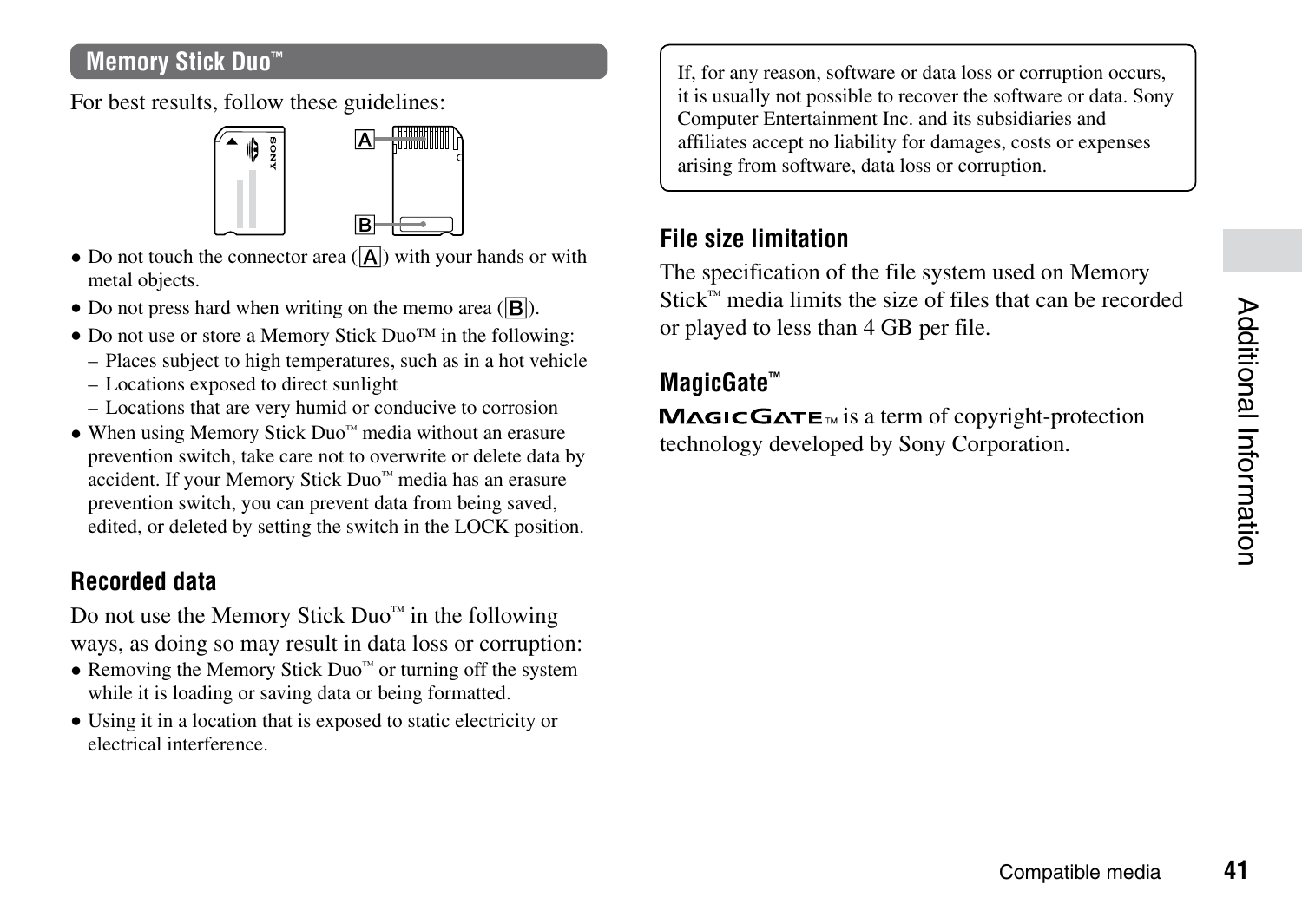## Memory Stick Duo™

For best results, follow these guidelines:

- Do not touch the connector area (A) with your hands or with metal objects.
- Do not press hard when writing on the memo area (B).
- Do not use or store a Memory Stick Duo™ in the following:
  - Places subject to high temperatures, such as in a hot vehicle
  - Locations exposed to direct sunlight
  - Locations that are very humid or conducive to corrosion
- When using Memory Stick Duo™ media without an erasure prevention switch, take care not to overwrite or delete data by accident. If your Memory Stick Duo™ media has an erasure prevention switch, you can prevent data from being saved, edited, or deleted by setting the switch in the LOCK position.

### Recorded data

Do not use the Memory Stick Duo™ in the following ways, as doing so may result in data loss or corruption:

- Removing the Memory Stick Duo™ or turning off the system while it is loading or saving data or being formatted.
- Using it in a location that is exposed to static electricity or electrical interference.

If, for any reason, software or data loss or corruption occurs, it is usually not possible to recover the software or data. Sony Computer Entertainment Inc. and its subsidiaries and affiliates accept no liability for damages, costs or expenses arising from software, data loss or corruption.

### File size limitation

The specification of the file system used on Memory Stick™ media limits the size of files that can be recorded or played to less than 4 GB per file.

### MagicGate™

MAGICGATE™ is a term of copyright-protection technology developed by Sony Corporation.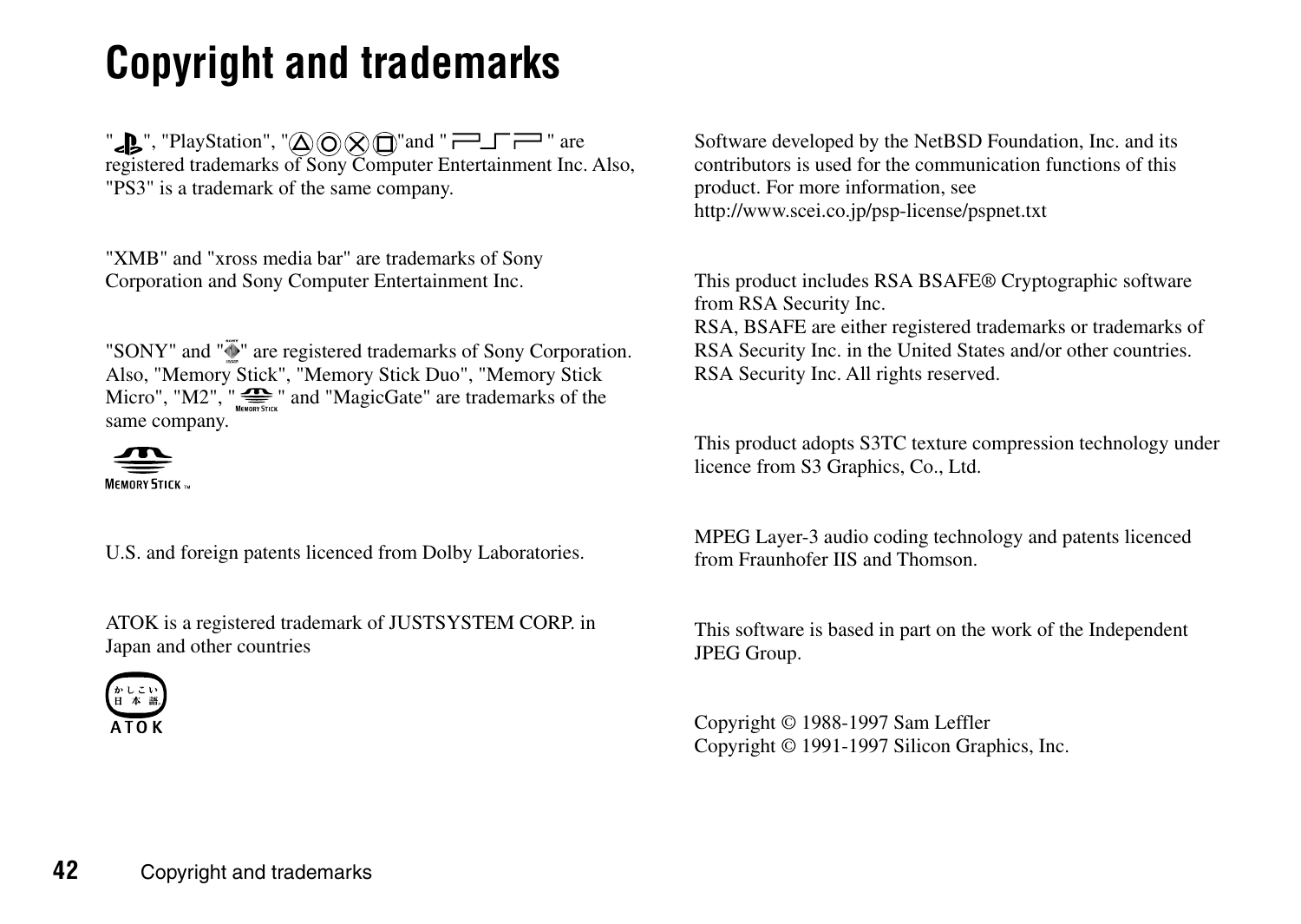# Copyright and trademarks

"", "PlayStation", "" and "" are registered trademarks of Sony Computer Entertainment Inc. Also, "PS3" is a trademark of the same company.

"XMB" and "xross media bar" are trademarks of Sony Corporation and Sony Computer Entertainment Inc.

"SONY" and "" are registered trademarks of Sony Corporation. Also, "Memory Stick", "Memory Stick Duo", "Memory Stick Micro", "M2", "" and "MagicGate" are trademarks of the same company.

MEMORY STICK ™

U.S. and foreign patents licenced from Dolby Laboratories.

ATOK is a registered trademark of JUSTSYSTEM CORP. in Japan and other countries

かしこい日本語 ATOK

Software developed by the NetBSD Foundation, Inc. and its contributors is used for the communication functions of this product. For more information, see http://www.scei.co.jp/psp-license/pspnet.txt

This product includes RSA BSAFE® Cryptographic software from RSA Security Inc.
RSA, BSAFE are either registered trademarks or trademarks of RSA Security Inc. in the United States and/or other countries.
RSA Security Inc. All rights reserved.

This product adopts S3TC texture compression technology under licence from S3 Graphics, Co., Ltd.

MPEG Layer-3 audio coding technology and patents licenced from Fraunhofer IIS and Thomson.

This software is based in part on the work of the Independent JPEG Group.

Copyright © 1988-1997 Sam Leffler
Copyright © 1991-1997 Silicon Graphics, Inc.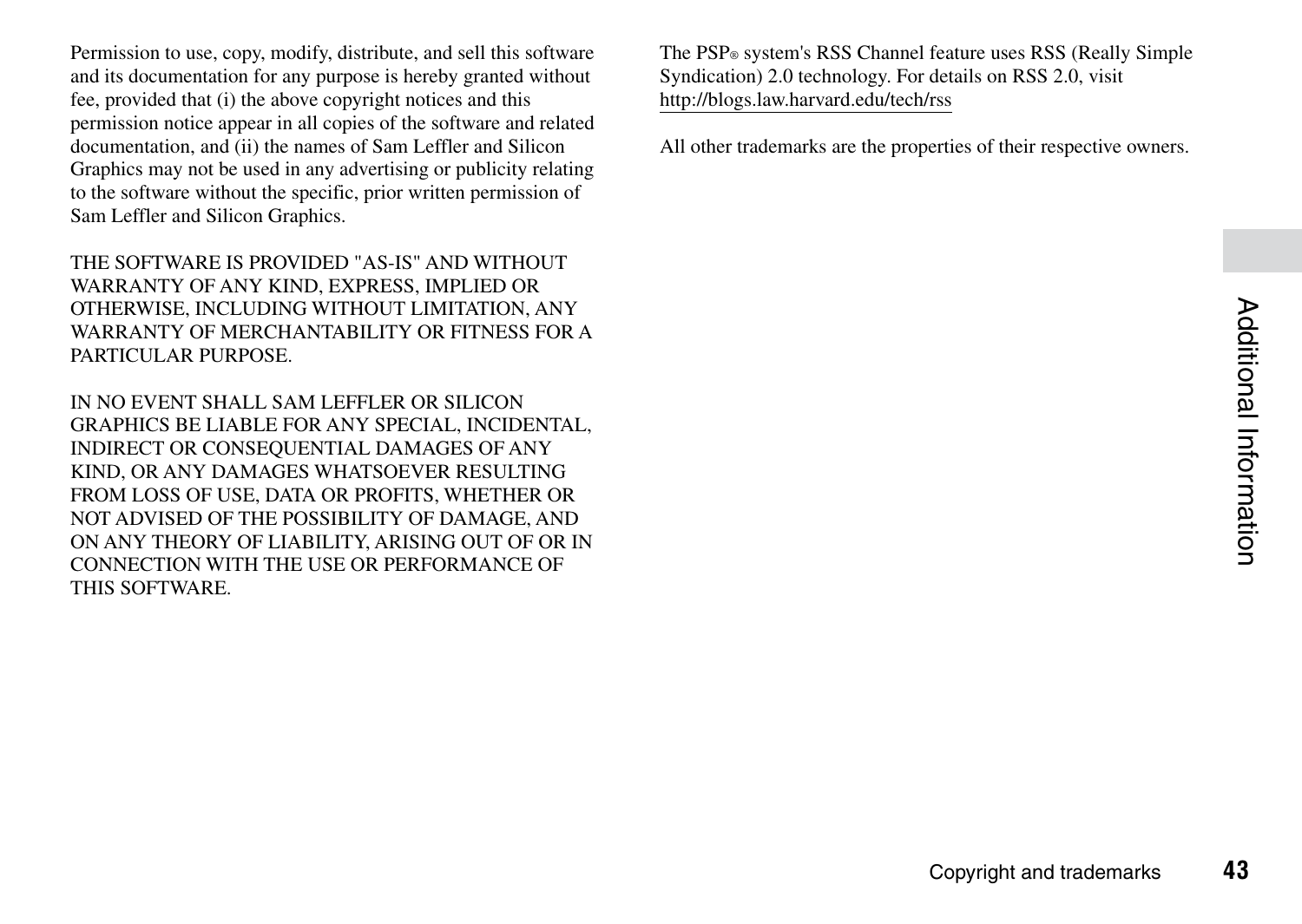Permission to use, copy, modify, distribute, and sell this software and its documentation for any purpose is hereby granted without fee, provided that (i) the above copyright notices and this permission notice appear in all copies of the software and related documentation, and (ii) the names of Sam Leffler and Silicon Graphics may not be used in any advertising or publicity relating to the software without the specific, prior written permission of Sam Leffler and Silicon Graphics.

THE SOFTWARE IS PROVIDED "AS-IS" AND WITHOUT WARRANTY OF ANY KIND, EXPRESS, IMPLIED OR OTHERWISE, INCLUDING WITHOUT LIMITATION, ANY WARRANTY OF MERCHANTABILITY OR FITNESS FOR A PARTICULAR PURPOSE.

IN NO EVENT SHALL SAM LEFFLER OR SILICON GRAPHICS BE LIABLE FOR ANY SPECIAL, INCIDENTAL, INDIRECT OR CONSEQUENTIAL DAMAGES OF ANY KIND, OR ANY DAMAGES WHATSOEVER RESULTING FROM LOSS OF USE, DATA OR PROFITS, WHETHER OR NOT ADVISED OF THE POSSIBILITY OF DAMAGE, AND ON ANY THEORY OF LIABILITY, ARISING OUT OF OR IN CONNECTION WITH THE USE OR PERFORMANCE OF THIS SOFTWARE.

The PSP® system's RSS Channel feature uses RSS (Really Simple Syndication) 2.0 technology. For details on RSS 2.0, visit http://blogs.law.harvard.edu/tech/rss

All other trademarks are the properties of their respective owners.